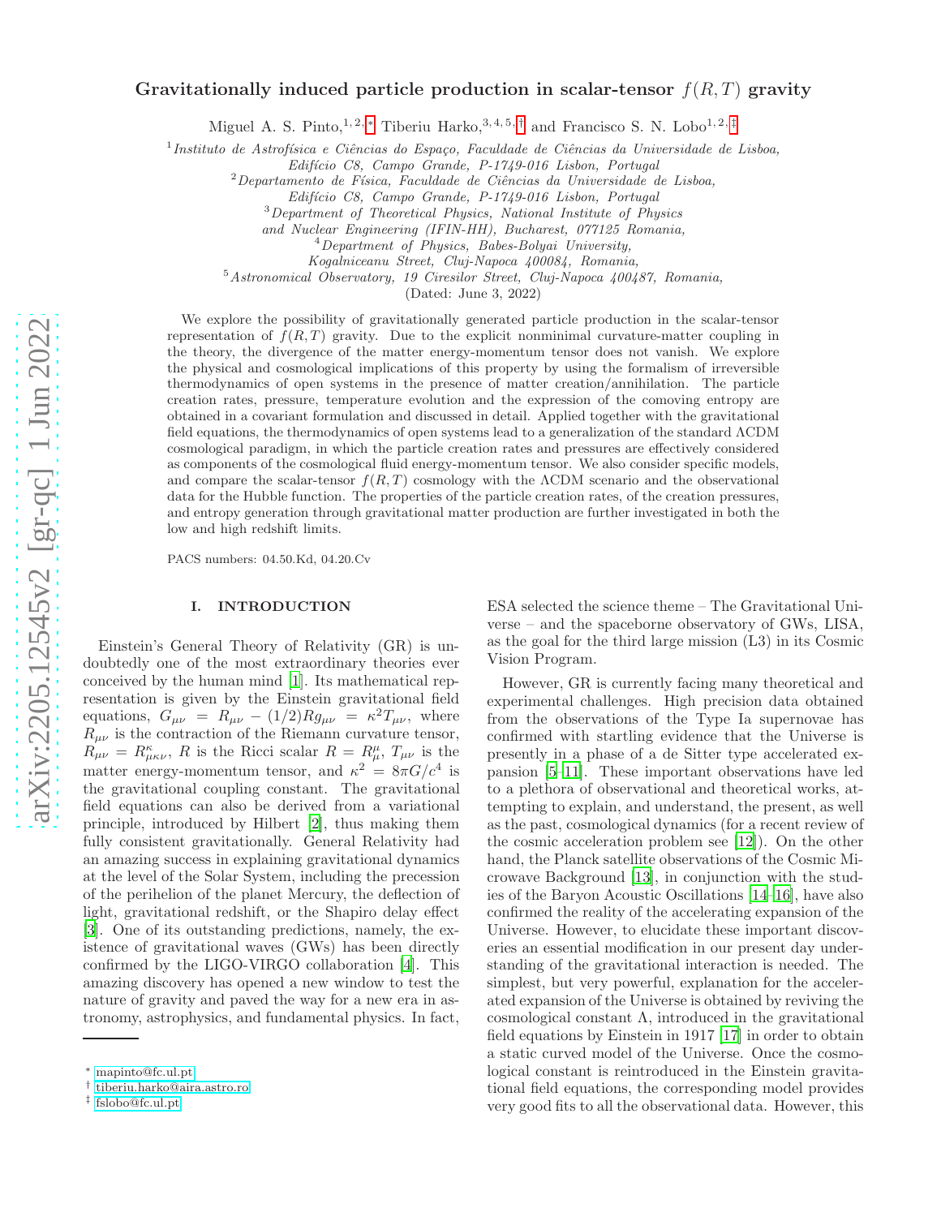# Gravitationally induced particle production in scalar-tensor $f(R,T)$ gravity

Miguel A. S. Pinto,[1,2,*] Tiberiu Harko,[3,4,5,†] and Francisco S. N. Lobo[1,2,‡]

[1] *Instituto de Astrofísica e Ciências do Espaço, Faculdade de Ciências da Universidade de Lisboa, Edifício C8, Campo Grande, P-1749-016 Lisbon, Portugal*
[2] *Departamento de Física, Faculdade de Ciências da Universidade de Lisboa, Edifício C8, Campo Grande, P-1749-016 Lisbon, Portugal*
[3] *Department of Theoretical Physics, National Institute of Physics and Nuclear Engineering (IFIN-HH), Bucharest, 077125 Romania,*
[4] *Department of Physics, Babes-Bolyai University, Kogalniceanu Street, Cluj-Napoca 400084, Romania,*
[5] *Astronomical Observatory, 19 Ciresilor Street, Cluj-Napoca 400487, Romania,*

(Dated: June 3, 2022)

We explore the possibility of gravitationally generated particle production in the scalar-tensor representation of $f(R,T)$ gravity. Due to the explicit nonminimal curvature-matter coupling in the theory, the divergence of the matter energy-momentum tensor does not vanish. We explore the physical and cosmological implications of this property by using the formalism of irreversible thermodynamics of open systems in the presence of matter creation/annihilation. The particle creation rates, pressure, temperature evolution and the expression of the comoving entropy are obtained in a covariant formulation and discussed in detail. Applied together with the gravitational field equations, the thermodynamics of open systems lead to a generalization of the standard ΛCDM cosmological paradigm, in which the particle creation rates and pressures are effectively considered as components of the cosmological fluid energy-momentum tensor. We also consider specific models, and compare the scalar-tensor $f(R,T)$ cosmology with the ΛCDM scenario and the observational data for the Hubble function. The properties of the particle creation rates, of the creation pressures, and entropy generation through gravitational matter production are further investigated in both the low and high redshift limits.

PACS numbers: 04.50.Kd, 04.20.Cv

## I. INTRODUCTION

Einstein's General Theory of Relativity (GR) is undoubtedly one of the most extraordinary theories ever conceived by the human mind [1]. Its mathematical representation is given by the Einstein gravitational field equations, $G_{\mu\nu} = R_{\mu\nu} - (1/2)Rg_{\mu\nu} = \kappa^2 T_{\mu\nu}$, where $R_{\mu\nu}$ is the contraction of the Riemann curvature tensor, $R_{\mu\nu} = R^{\kappa}_{\mu\kappa\nu}$, $R$ is the Ricci scalar $R = R^{\mu}_{\mu}$, $T_{\mu\nu}$ is the matter energy-momentum tensor, and $\kappa^2 = 8\pi G/c^4$ is the gravitational coupling constant. The gravitational field equations can also be derived from a variational principle, introduced by Hilbert [2], thus making them fully consistent gravitationally. General Relativity had an amazing success in explaining gravitational dynamics at the level of the Solar System, including the precession of the perihelion of the planet Mercury, the deflection of light, gravitational redshift, or the Shapiro delay effect [3]. One of its outstanding predictions, namely, the existence of gravitational waves (GWs) has been directly confirmed by the LIGO-VIRGO collaboration [4]. This amazing discovery has opened a new window to test the nature of gravity and paved the way for a new era in astronomy, astrophysics, and fundamental physics. In fact, ESA selected the science theme – The Gravitational Universe – and the spaceborne observatory of GWs, LISA, as the goal for the third large mission (L3) in its Cosmic Vision Program.

However, GR is currently facing many theoretical and experimental challenges. High precision data obtained from the observations of the Type Ia supernovae has confirmed with startling evidence that the Universe is presently in a phase of a de Sitter type accelerated expansion [5–11]. These important observations have led to a plethora of observational and theoretical works, attempting to explain, and understand, the present, as well as the past, cosmological dynamics (for a recent review of the cosmic acceleration problem see [12]). On the other hand, the Planck satellite observations of the Cosmic Microwave Background [13], in conjunction with the studies of the Baryon Acoustic Oscillations [14–16], have also confirmed the reality of the accelerating expansion of the Universe. However, to elucidate these important discoveries an essential modification in our present day understanding of the gravitational interaction is needed. The simplest, but very powerful, explanation for the accelerated expansion of the Universe is obtained by reviving the cosmological constant Λ, introduced in the gravitational field equations by Einstein in 1917 [17] in order to obtain a static curved model of the Universe. Once the cosmological constant is reintroduced in the Einstein gravitational field equations, the corresponding model provides very good fits to all the observational data. However, this

* mapinto@fc.ul.pt
† tiberiu.harko@aira.astro.ro
‡ fslobo@fc.ul.pt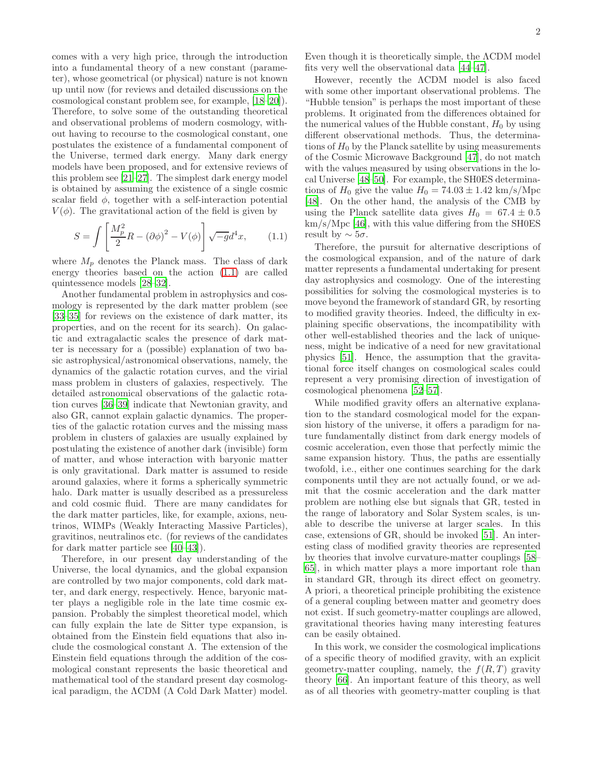comes with a very high price, through the introduction into a fundamental theory of a new constant (parameter), whose geometrical (or physical) nature is not known up until now (for reviews and detailed discussions on the cosmological constant problem see, for example, [18–20]). Therefore, to solve some of the outstanding theoretical and observational problems of modern cosmology, without having to recourse to the cosmological constant, one postulates the existence of a fundamental component of the Universe, termed dark energy. Many dark energy models have been proposed, and for extensive reviews of this problem see [21–27]. The simplest dark energy model is obtained by assuming the existence of a single cosmic scalar field $\phi$, together with a self-interaction potential $V(\phi)$. The gravitational action of the field is given by

$$S = \int \left[\frac{M_p^2}{2}R - (\partial\phi)^2 - V(\phi)\right]\sqrt{-g}d^4x, \qquad (1.1)$$

where $M_p$ denotes the Planck mass. The class of dark energy theories based on the action (1.1) are called quintessence models [28–32].

Another fundamental problem in astrophysics and cosmology is represented by the dark matter problem (see [33–35] for reviews on the existence of dark matter, its properties, and on the recent for its search). On galactic and extragalactic scales the presence of dark matter is necessary for a (possible) explanation of two basic astrophysical/astronomical observations, namely, the dynamics of the galactic rotation curves, and the virial mass problem in clusters of galaxies, respectively. The detailed astronomical observations of the galactic rotation curves [36–39] indicate that Newtonian gravity, and also GR, cannot explain galactic dynamics. The properties of the galactic rotation curves and the missing mass problem in clusters of galaxies are usually explained by postulating the existence of another dark (invisible) form of matter, and whose interaction with baryonic matter is only gravitational. Dark matter is assumed to reside around galaxies, where it forms a spherically symmetric halo. Dark matter is usually described as a pressureless and cold cosmic fluid. There are many candidates for the dark matter particles, like, for example, axions, neutrinos, WIMPs (Weakly Interacting Massive Particles), gravitinos, neutralinos etc. (for reviews of the candidates for dark matter particle see [40–43]).

Therefore, in our present day understanding of the Universe, the local dynamics, and the global expansion are controlled by two major components, cold dark matter, and dark energy, respectively. Hence, baryonic matter plays a negligible role in the late time cosmic expansion. Probably the simplest theoretical model, which can fully explain the late de Sitter type expansion, is obtained from the Einstein field equations that also include the cosmological constant $\Lambda$. The extension of the Einstein field equations through the addition of the cosmological constant represents the basic theoretical and mathematical tool of the standard present day cosmological paradigm, the $\Lambda$CDM ($\Lambda$ Cold Dark Matter) model. Even though it is theoretically simple, the $\Lambda$CDM model fits very well the observational data [44–47].

However, recently the $\Lambda$CDM model is also faced with some other important observational problems. The "Hubble tension" is perhaps the most important of these problems. It originated from the differences obtained for the numerical values of the Hubble constant, $H_0$ by using different observational methods. Thus, the determinations of $H_0$ by the Planck satellite by using measurements of the Cosmic Microwave Background [47], do not match with the values measured by using observations in the local Universe [48–50]. For example, the SH0ES determinations of $H_0$ give the value $H_0 = 74.03 \pm 1.42$ km/s/Mpc [48]. On the other hand, the analysis of the CMB by using the Planck satellite data gives $H_0 = 67.4 \pm 0.5$ km/s/Mpc [46], with this value differing from the SH0ES result by $\sim 5\sigma$.

Therefore, the pursuit for alternative descriptions of the cosmological expansion, and of the nature of dark matter represents a fundamental undertaking for present day astrophysics and cosmology. One of the interesting possibilities for solving the cosmological mysteries is to move beyond the framework of standard GR, by resorting to modified gravity theories. Indeed, the difficulty in explaining specific observations, the incompatibility with other well-established theories and the lack of uniqueness, might be indicative of a need for new gravitational physics [51]. Hence, the assumption that the gravitational force itself changes on cosmological scales could represent a very promising direction of investigation of cosmological phenomena [52–57].

While modified gravity offers an alternative explanation to the standard cosmological model for the expansion history of the universe, it offers a paradigm for nature fundamentally distinct from dark energy models of cosmic acceleration, even those that perfectly mimic the same expansion history. Thus, the paths are essentially twofold, i.e., either one continues searching for the dark components until they are not actually found, or we admit that the cosmic acceleration and the dark matter problem are nothing else but signals that GR, tested in the range of laboratory and Solar System scales, is unable to describe the universe at larger scales. In this case, extensions of GR, should be invoked [51]. An interesting class of modified gravity theories are represented by theories that involve curvature-matter couplings [58–65], in which matter plays a more important role than in standard GR, through its direct effect on geometry. A priori, a theoretical principle prohibiting the existence of a general coupling between matter and geometry does not exist. If such geometry-matter couplings are allowed, gravitational theories having many interesting features can be easily obtained.

In this work, we consider the cosmological implications of a specific theory of modified gravity, with an explicit geometry-matter coupling, namely, the $f(R,T)$ gravity theory [66]. An important feature of this theory, as well as of all theories with geometry-matter coupling is that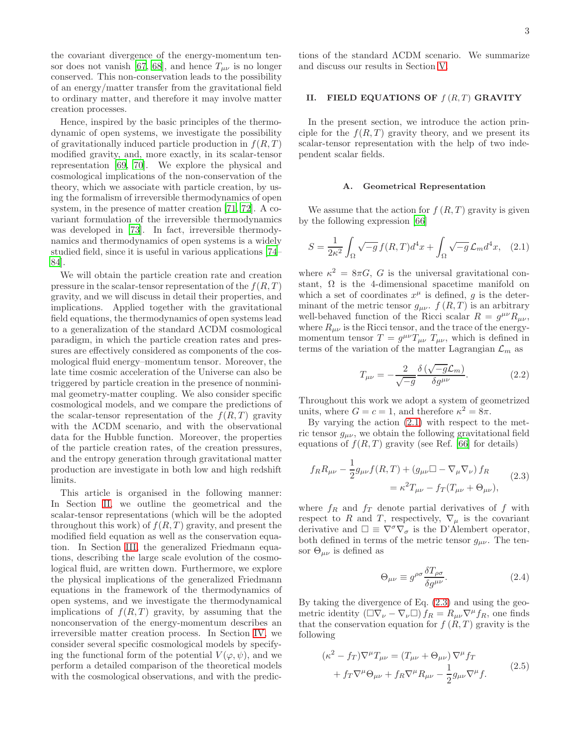the covariant divergence of the energy-momentum tensor does not vanish [67, 68], and hence $T_{\mu\nu}$ is no longer conserved. This non-conservation leads to the possibility of an energy/matter transfer from the gravitational field to ordinary matter, and therefore it may involve matter creation processes.

Hence, inspired by the basic principles of the thermodynamic of open systems, we investigate the possibility of gravitationally induced particle production in $f(R,T)$ modified gravity, and, more exactly, in its scalar-tensor representation [69, 70]. We explore the physical and cosmological implications of the non-conservation of the theory, which we associate with particle creation, by using the formalism of irreversible thermodynamics of open system, in the presence of matter creation [71, 72]. A covariant formulation of the irreversible thermodynamics was developed in [73]. In fact, irreversible thermodynamics and thermodynamics of open systems is a widely studied field, since it is useful in various applications [74–84].

We will obtain the particle creation rate and creation pressure in the scalar-tensor representation of the $f(R,T)$ gravity, and we will discuss in detail their properties, and implications. Applied together with the gravitational field equations, the thermodynamics of open systems lead to a generalization of the standard ΛCDM cosmological paradigm, in which the particle creation rates and pressures are effectively considered as components of the cosmological fluid energy–momentum tensor. Moreover, the late time cosmic acceleration of the Universe can also be triggered by particle creation in the presence of nonminimal geometry-matter coupling. We also consider specific cosmological models, and we compare the predictions of the scalar-tensor representation of the $f(R,T)$ gravity with the ΛCDM scenario, and with the observational data for the Hubble function. Moreover, the properties of the particle creation rates, of the creation pressures, and the entropy generation through gravitational matter production are investigate in both low and high redshift limits.

This article is organised in the following manner: In Section II, we outline the geometrical and the scalar-tensor representations (which will be the adopted throughout this work) of $f(R,T)$ gravity, and present the modified field equation as well as the conservation equation. In Section III, the generalized Friedmann equations, describing the large scale evolution of the cosmological fluid, are written down. Furthermore, we explore the physical implications of the generalized Friedmann equations in the framework of the thermodynamics of open systems, and we investigate the thermodynamical implications of $f(R,T)$ gravity, by assuming that the nonconservation of the energy-momentum describes an irreversible matter creation process. In Section IV, we consider several specific cosmological models by specifying the functional form of the potential $V(\varphi,\psi)$, and we perform a detailed comparison of the theoretical models with the cosmological observations, and with the predictions of the standard ΛCDM scenario. We summarize and discuss our results in Section V.

## II. FIELD EQUATIONS OF $f(R,T)$ GRAVITY

In the present section, we introduce the action principle for the $f(R,T)$ gravity theory, and we present its scalar-tensor representation with the help of two independent scalar fields.

### A. Geometrical Representation

We assume that the action for $f(R,T)$ gravity is given by the following expression [66]

$$S = \frac{1}{2\kappa^2}\int_\Omega \sqrt{-g}\, f(R,T) d^4x + \int_\Omega \sqrt{-g}\,\mathcal{L}_m d^4x, \quad (2.1)$$

where $\kappa^2 = 8\pi G$, $G$ is the universal gravitational constant, $\Omega$ is the 4-dimensional spacetime manifold on which a set of coordinates $x^\mu$ is defined, $g$ is the determinant of the metric tensor $g_{\mu\nu}$. $f(R,T)$ is an arbitrary well-behaved function of the Ricci scalar $R = g^{\mu\nu}R_{\mu\nu}$, where $R_{\mu\nu}$ is the Ricci tensor, and the trace of the energy-momentum tensor $T = g^{\mu\nu}T_{\mu\nu}$ $T_{\mu\nu}$, which is defined in terms of the variation of the matter Lagrangian $\mathcal{L}_m$ as

$$T_{\mu\nu} = -\frac{2}{\sqrt{-g}}\frac{\delta\left(\sqrt{-g}\mathcal{L}_m\right)}{\delta g^{\mu\nu}}. \quad (2.2)$$

Throughout this work we adopt a system of geometrized units, where $G = c = 1$, and therefore $\kappa^2 = 8\pi$.

By varying the action (2.1) with respect to the metric tensor $g_{\mu\nu}$, we obtain the following gravitational field equations of $f(R,T)$ gravity (see Ref. [66] for details)

$$\begin{aligned} f_R R_{\mu\nu} - \frac{1}{2}g_{\mu\nu}f(R,T) + \left(g_{\mu\nu}\Box - \nabla_\mu\nabla_\nu\right) f_R \\ = \kappa^2 T_{\mu\nu} - f_T(T_{\mu\nu} + \Theta_{\mu\nu}), \end{aligned} \quad (2.3)$$

where $f_R$ and $f_T$ denote partial derivatives of $f$ with respect to $R$ and $T$, respectively, $\nabla_\mu$ is the covariant derivative and $\Box \equiv \nabla^\sigma\nabla_\sigma$ is the D'Alembert operator, both defined in terms of the metric tensor $g_{\mu\nu}$. The tensor $\Theta_{\mu\nu}$ is defined as

$$\Theta_{\mu\nu} \equiv g^{\rho\sigma}\frac{\delta T_{\rho\sigma}}{\delta g^{\mu\nu}}. \quad (2.4)$$

By taking the divergence of Eq. (2.3) and using the geometric identity $\left(\Box\nabla_\nu - \nabla_\nu\Box\right) f_R = R_{\mu\nu}\nabla^\mu f_R$, one finds that the conservation equation for $f(R,T)$ gravity is the following

$$\begin{aligned} (\kappa^2 - f_T)\nabla^\mu T_{\mu\nu} = (T_{\mu\nu} + \Theta_{\mu\nu})\nabla^\mu f_T \\ + f_T\nabla^\mu\Theta_{\mu\nu} + f_R\nabla^\mu R_{\mu\nu} - \frac{1}{2}g_{\mu\nu}\nabla^\mu f. \end{aligned} \quad (2.5)$$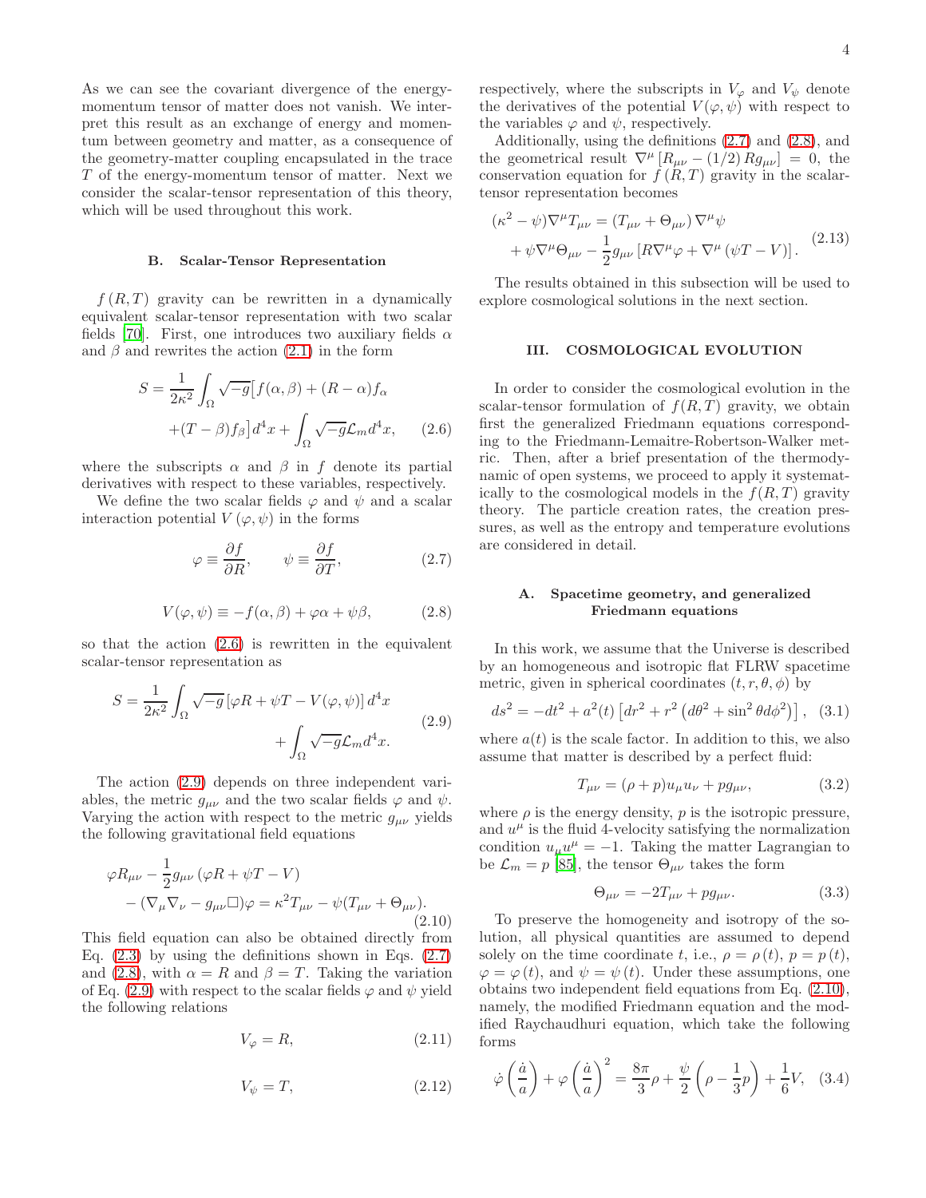As we can see the covariant divergence of the energy-momentum tensor of matter does not vanish. We interpret this result as an exchange of energy and momentum between geometry and matter, as a consequence of the geometry-matter coupling encapsulated in the trace $T$ of the energy-momentum tensor of matter. Next we consider the scalar-tensor representation of this theory, which will be used throughout this work.

### B. Scalar-Tensor Representation

$f(R,T)$ gravity can be rewritten in a dynamically equivalent scalar-tensor representation with two scalar fields [70]. First, one introduces two auxiliary fields $\alpha$ and $\beta$ and rewrites the action (2.1) in the form

$$S = \frac{1}{2\kappa^2}\int_\Omega \sqrt{-g}\big[f(\alpha,\beta) + (R-\alpha)f_\alpha + (T-\beta)f_\beta\big]d^4x + \int_\Omega \sqrt{-g}\mathcal{L}_m d^4x, \tag{2.6}$$

where the subscripts $\alpha$ and $\beta$ in $f$ denote its partial derivatives with respect to these variables, respectively.

We define the two scalar fields $\varphi$ and $\psi$ and a scalar interaction potential $V(\varphi,\psi)$ in the forms

$$\varphi \equiv \frac{\partial f}{\partial R}, \qquad \psi \equiv \frac{\partial f}{\partial T}, \tag{2.7}$$

$$V(\varphi,\psi) \equiv -f(\alpha,\beta) + \varphi\alpha + \psi\beta, \tag{2.8}$$

so that the action (2.6) is rewritten in the equivalent scalar-tensor representation as

$$S = \frac{1}{2\kappa^2}\int_\Omega \sqrt{-g}\left[\varphi R + \psi T - V(\varphi,\psi)\right]d^4x + \int_\Omega \sqrt{-g}\mathcal{L}_m d^4x. \tag{2.9}$$

The action (2.9) depends on three independent variables, the metric $g_{\mu\nu}$ and the two scalar fields $\varphi$ and $\psi$. Varying the action with respect to the metric $g_{\mu\nu}$ yields the following gravitational field equations

$$\varphi R_{\mu\nu} - \frac{1}{2}g_{\mu\nu}\left(\varphi R + \psi T - V\right) - \left(\nabla_\mu\nabla_\nu - g_{\mu\nu}\Box\right)\varphi = \kappa^2 T_{\mu\nu} - \psi(T_{\mu\nu} + \Theta_{\mu\nu}). \tag{2.10}$$

This field equation can also be obtained directly from Eq. (2.3) by using the definitions shown in Eqs. (2.7) and (2.8), with $\alpha = R$ and $\beta = T$. Taking the variation of Eq. (2.9) with respect to the scalar fields $\varphi$ and $\psi$ yield the following relations

$$V_\varphi = R, \tag{2.11}$$

$$V_\psi = T, \tag{2.12}$$

respectively, where the subscripts in $V_\varphi$ and $V_\psi$ denote the derivatives of the potential $V(\varphi,\psi)$ with respect to the variables $\varphi$ and $\psi$, respectively.

Additionally, using the definitions (2.7) and (2.8), and the geometrical result $\nabla^\mu\left[R_{\mu\nu} - (1/2)Rg_{\mu\nu}\right] = 0$, the conservation equation for $f(R,T)$ gravity in the scalar-tensor representation becomes

$$(\kappa^2 - \psi)\nabla^\mu T_{\mu\nu} = \left(T_{\mu\nu} + \Theta_{\mu\nu}\right)\nabla^\mu\psi + \psi\nabla^\mu\Theta_{\mu\nu} - \frac{1}{2}g_{\mu\nu}\left[R\nabla^\mu\varphi + \nabla^\mu\left(\psi T - V\right)\right]. \tag{2.13}$$

The results obtained in this subsection will be used to explore cosmological solutions in the next section.

## III. COSMOLOGICAL EVOLUTION

In order to consider the cosmological evolution in the scalar-tensor formulation of $f(R,T)$ gravity, we obtain first the generalized Friedmann equations corresponding to the Friedmann-Lemaitre-Robertson-Walker metric. Then, after a brief presentation of the thermodynamic of open systems, we proceed to apply it systematically to the cosmological models in the $f(R,T)$ gravity theory. The particle creation rates, the creation pressures, as well as the entropy and temperature evolutions are considered in detail.

### A. Spacetime geometry, and generalized Friedmann equations

In this work, we assume that the Universe is described by an homogeneous and isotropic flat FLRW spacetime metric, given in spherical coordinates $(t,r,\theta,\phi)$ by

$$ds^2 = -dt^2 + a^2(t)\left[dr^2 + r^2\left(d\theta^2 + \sin^2\theta d\phi^2\right)\right], \tag{3.1}$$

where $a(t)$ is the scale factor. In addition to this, we also assume that matter is described by a perfect fluid:

$$T_{\mu\nu} = (\rho + p)u_\mu u_\nu + pg_{\mu\nu}, \tag{3.2}$$

where $\rho$ is the energy density, $p$ is the isotropic pressure, and $u^\mu$ is the fluid 4-velocity satisfying the normalization condition $u_\mu u^\mu = -1$. Taking the matter Lagrangian to be $\mathcal{L}_m = p$ [85], the tensor $\Theta_{\mu\nu}$ takes the form

$$\Theta_{\mu\nu} = -2T_{\mu\nu} + pg_{\mu\nu}. \tag{3.3}$$

To preserve the homogeneity and isotropy of the solution, all physical quantities are assumed to depend solely on the time coordinate $t$, i.e., $\rho = \rho(t)$, $p = p(t)$, $\varphi = \varphi(t)$, and $\psi = \psi(t)$. Under these assumptions, one obtains two independent field equations from Eq. (2.10), namely, the modified Friedmann equation and the modified Raychaudhuri equation, which take the following forms

$$\dot{\varphi}\left(\frac{\dot{a}}{a}\right) + \varphi\left(\frac{\dot{a}}{a}\right)^2 = \frac{8\pi}{3}\rho + \frac{\psi}{2}\left(\rho - \frac{1}{3}p\right) + \frac{1}{6}V, \tag{3.4}$$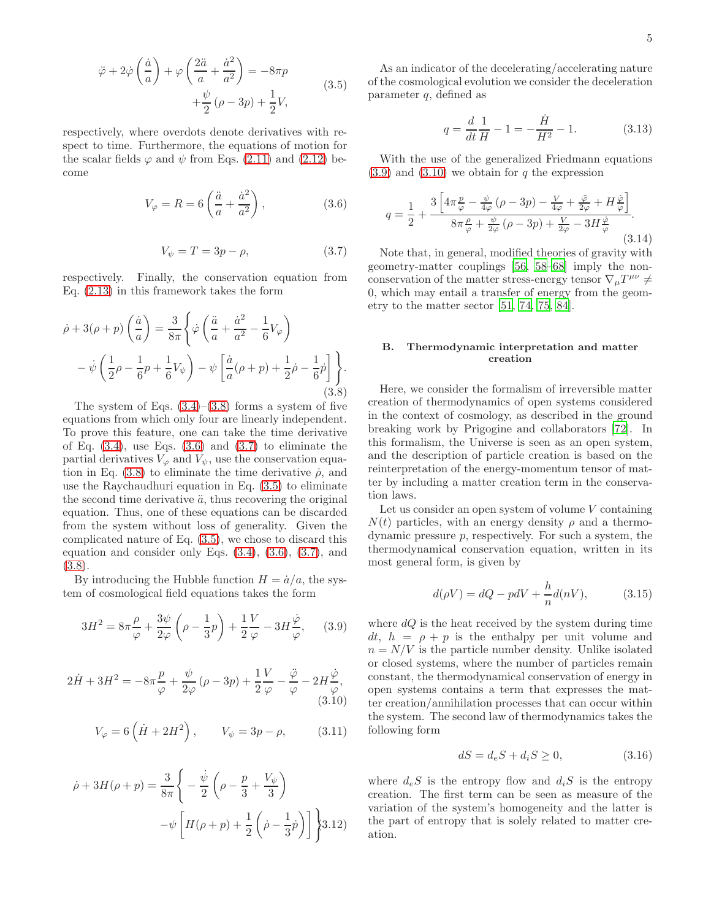$$\ddot{\varphi} + 2\dot{\varphi}\left(\frac{\dot{a}}{a}\right) + \varphi\left(\frac{2\ddot{a}}{a} + \frac{\dot{a}^2}{a^2}\right) = -8\pi p + \frac{\psi}{2}(\rho - 3p) + \frac{1}{2}V, \tag{3.5}$$

respectively, where overdots denote derivatives with respect to time. Furthermore, the equations of motion for the scalar fields $\varphi$ and $\psi$ from Eqs. (2.11) and (2.12) become

$$V_\varphi = R = 6\left(\frac{\ddot{a}}{a} + \frac{\dot{a}^2}{a^2}\right), \tag{3.6}$$

$$V_\psi = T = 3p - \rho, \tag{3.7}$$

respectively. Finally, the conservation equation from Eq. (2.13) in this framework takes the form

$$\dot{\rho} + 3(\rho + p)\left(\frac{\dot{a}}{a}\right) = \frac{3}{8\pi}\left\{\dot{\varphi}\left(\frac{\ddot{a}}{a} + \frac{\dot{a}^2}{a^2} - \frac{1}{6}V_\varphi\right) - \dot{\psi}\left(\frac{1}{2}\rho - \frac{1}{6}p + \frac{1}{6}V_\psi\right) - \psi\left[\frac{\dot{a}}{a}(\rho + p) + \frac{1}{2}\dot{\rho} - \frac{1}{6}\dot{p}\right]\right\}. \tag{3.8}$$

The system of Eqs. (3.4)–(3.8) forms a system of five equations from which only four are linearly independent. To prove this feature, one can take the time derivative of Eq. (3.4), use Eqs. (3.6) and (3.7) to eliminate the partial derivatives $V_\varphi$ and $V_\psi$, use the conservation equation in Eq. (3.8) to eliminate the time derivative $\dot{\rho}$, and use the Raychaudhuri equation in Eq. (3.5) to eliminate the second time derivative $\ddot{a}$, thus recovering the original equation. Thus, one of these equations can be discarded from the system without loss of generality. Given the complicated nature of Eq. (3.5), we chose to discard this equation and consider only Eqs. (3.4), (3.6), (3.7), and (3.8).

By introducing the Hubble function $H = \dot{a}/a$, the system of cosmological field equations takes the form

$$3H^2 = 8\pi\frac{\rho}{\varphi} + \frac{3\psi}{2\varphi}\left(\rho - \frac{1}{3}p\right) + \frac{1}{2}\frac{V}{\varphi} - 3H\frac{\dot{\varphi}}{\varphi}, \tag{3.9}$$

$$2\dot{H} + 3H^2 = -8\pi\frac{p}{\varphi} + \frac{\psi}{2\varphi}(\rho - 3p) + \frac{1}{2}\frac{V}{\varphi} - \frac{\ddot{\varphi}}{\varphi} - 2H\frac{\dot{\varphi}}{\varphi}, \tag{3.10}$$

$$V_\varphi = 6\left(\dot{H} + 2H^2\right), \qquad V_\psi = 3p - \rho, \tag{3.11}$$

$$\dot{\rho} + 3H(\rho + p) = \frac{3}{8\pi}\left\{-\frac{\dot{\psi}}{2}\left(\rho - \frac{p}{3} + \frac{V_\psi}{3}\right) - \psi\left[H(\rho + p) + \frac{1}{2}\left(\dot{\rho} - \frac{1}{3}\dot{p}\right)\right]\right\} \tag{3.12}$$

As an indicator of the decelerating/accelerating nature of the cosmological evolution we consider the deceleration parameter $q$, defined as

$$q = \frac{d}{dt}\frac{1}{H} - 1 = -\frac{\dot{H}}{H^2} - 1. \tag{3.13}$$

With the use of the generalized Friedmann equations (3.9) and (3.10) we obtain for $q$ the expression

$$q = \frac{1}{2} + \frac{3\left[4\pi\frac{p}{\varphi} - \frac{\psi}{4\varphi}(\rho - 3p) - \frac{V}{4\varphi} + \frac{\ddot{\varphi}}{2\varphi} + H\frac{\dot{\varphi}}{\varphi}\right]}{8\pi\frac{\rho}{\varphi} + \frac{\psi}{2\varphi}(\rho - 3p) + \frac{V}{2\varphi} - 3H\frac{\dot{\varphi}}{\varphi}}. \tag{3.14}$$

Note that, in general, modified theories of gravity with geometry-matter couplings [56, 58–68] imply the non-conservation of the matter stress-energy tensor $\nabla_\mu T^{\mu\nu} \neq 0$, which may entail a transfer of energy from the geometry to the matter sector [51, 74, 75, 84].

### B. Thermodynamic interpretation and matter creation

Here, we consider the formalism of irreversible matter creation of thermodynamics of open systems considered in the context of cosmology, as described in the ground breaking work by Prigogine and collaborators [72]. In this formalism, the Universe is seen as an open system, and the description of particle creation is based on the reinterpretation of the energy-momentum tensor of matter by including a matter creation term in the conservation laws.

Let us consider an open system of volume $V$ containing $N(t)$ particles, with an energy density $\rho$ and a thermodynamic pressure $p$, respectively. For such a system, the thermodynamical conservation equation, written in its most general form, is given by

$$d(\rho V) = dQ - pdV + \frac{h}{n}d(nV), \tag{3.15}$$

where $dQ$ is the heat received by the system during time $dt$, $h = \rho + p$ is the enthalpy per unit volume and $n = N/V$ is the particle number density. Unlike isolated or closed systems, where the number of particles remain constant, the thermodynamical conservation of energy in open systems contains a term that expresses the matter creation/annihilation processes that can occur within the system. The second law of thermodynamics takes the following form

$$dS = d_eS + d_iS \geq 0, \tag{3.16}$$

where $d_eS$ is the entropy flow and $d_iS$ is the entropy creation. The first term can be seen as measure of the variation of the system's homogeneity and the latter is the part of entropy that is solely related to matter creation.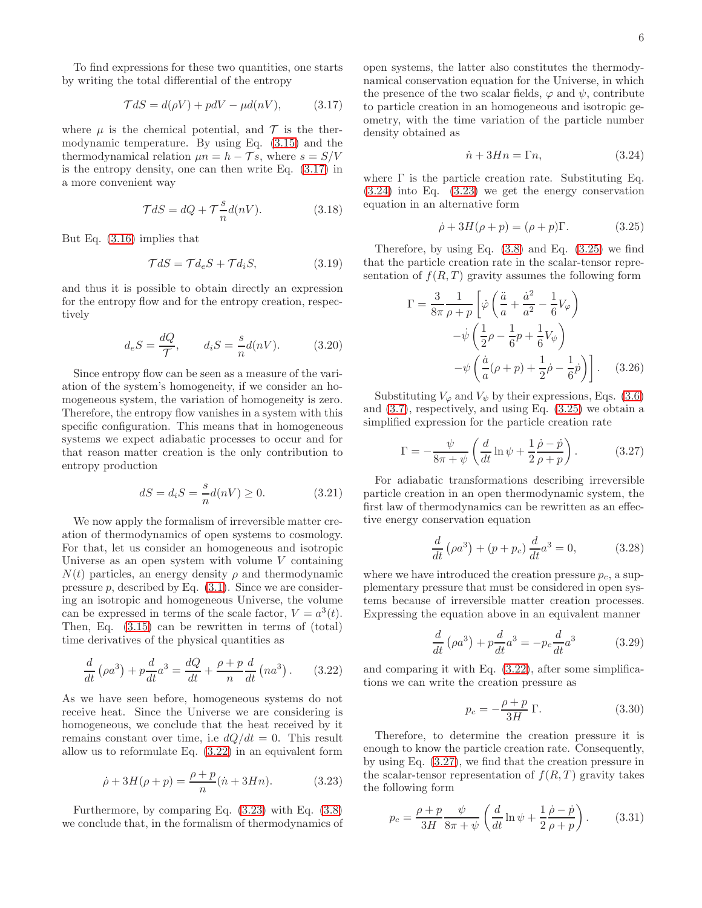To find expressions for these two quantities, one starts by writing the total differential of the entropy

$$\mathcal{T}dS = d(\rho V) + pdV - \mu d(nV), \tag{3.17}$$

where $\mu$ is the chemical potential, and $\mathcal{T}$ is the thermodynamic temperature. By using Eq. (3.15) and the thermodynamical relation $\mu n = h - \mathcal{T}s$, where $s = S/V$ is the entropy density, one can then write Eq. (3.17) in a more convenient way

$$\mathcal{T}dS = dQ + \mathcal{T}\frac{s}{n}d(nV). \tag{3.18}$$

But Eq. (3.16) implies that

$$\mathcal{T}dS = \mathcal{T}d_eS + \mathcal{T}d_iS, \tag{3.19}$$

and thus it is possible to obtain directly an expression for the entropy flow and for the entropy creation, respectively

$$d_eS = \frac{dQ}{\mathcal{T}}, \qquad d_iS = \frac{s}{n}d(nV). \tag{3.20}$$

Since entropy flow can be seen as a measure of the variation of the system's homogeneity, if we consider an homogeneous system, the variation of homogeneity is zero. Therefore, the entropy flow vanishes in a system with this specific configuration. This means that in homogeneous systems we expect adiabatic processes to occur and for that reason matter creation is the only contribution to entropy production

$$dS = d_iS = \frac{s}{n}d(nV) \geq 0. \tag{3.21}$$

We now apply the formalism of irreversible matter creation of thermodynamics of open systems to cosmology. For that, let us consider an homogeneous and isotropic Universe as an open system with volume $V$ containing $N(t)$ particles, an energy density $\rho$ and thermodynamic pressure $p$, described by Eq. (3.1). Since we are considering an isotropic and homogeneous Universe, the volume can be expressed in terms of the scale factor, $V = a^3(t)$. Then, Eq. (3.15) can be rewritten in terms of (total) time derivatives of the physical quantities as

$$\frac{d}{dt}\left(\rho a^3\right) + p\frac{d}{dt}a^3 = \frac{dQ}{dt} + \frac{\rho + p}{n}\frac{d}{dt}\left(na^3\right). \tag{3.22}$$

As we have seen before, homogeneous systems do not receive heat. Since the Universe we are considering is homogeneous, we conclude that the heat received by it remains constant over time, i.e $dQ/dt = 0$. This result allow us to reformulate Eq. (3.22) in an equivalent form

$$\dot{\rho} + 3H(\rho + p) = \frac{\rho + p}{n}(\dot{n} + 3Hn). \tag{3.23}$$

Furthermore, by comparing Eq. (3.23) with Eq. (3.8) we conclude that, in the formalism of thermodynamics of open systems, the latter also constitutes the thermodynamical conservation equation for the Universe, in which the presence of the two scalar fields, $\varphi$ and $\psi$, contribute to particle creation in an homogeneous and isotropic geometry, with the time variation of the particle number density obtained as

$$\dot{n} + 3Hn = \Gamma n, \tag{3.24}$$

where $\Gamma$ is the particle creation rate. Substituting Eq. (3.24) into Eq. (3.23) we get the energy conservation equation in an alternative form

$$\dot{\rho} + 3H(\rho + p) = (\rho + p)\Gamma. \tag{3.25}$$

Therefore, by using Eq. (3.8) and Eq. (3.25) we find that the particle creation rate in the scalar-tensor representation of $f(R,T)$ gravity assumes the following form

$$\begin{aligned}\Gamma = \frac{3}{8\pi}\frac{1}{\rho + p}\Bigg[&\dot{\varphi}\left(\frac{\ddot{a}}{a} + \frac{\dot{a}^2}{a^2} - \frac{1}{6}V_\varphi\right)\\ &-\dot{\psi}\left(\frac{1}{2}\rho - \frac{1}{6}p + \frac{1}{6}V_\psi\right)\\ &-\psi\left(\frac{\dot{a}}{a}(\rho + p) + \frac{1}{2}\dot{\rho} - \frac{1}{6}\dot{p}\right)\Bigg].\end{aligned} \tag{3.26}$$

Substituting $V_\varphi$ and $V_\psi$ by their expressions, Eqs. (3.6) and (3.7), respectively, and using Eq. (3.25) we obtain a simplified expression for the particle creation rate

$$\Gamma = -\frac{\psi}{8\pi + \psi}\left(\frac{d}{dt}\ln\psi + \frac{1}{2}\frac{\dot{\rho} - \dot{p}}{\rho + p}\right). \tag{3.27}$$

For adiabatic transformations describing irreversible particle creation in an open thermodynamic system, the first law of thermodynamics can be rewritten as an effective energy conservation equation

$$\frac{d}{dt}\left(\rho a^3\right) + (p + p_c)\frac{d}{dt}a^3 = 0, \tag{3.28}$$

where we have introduced the creation pressure $p_c$, a supplementary pressure that must be considered in open systems because of irreversible matter creation processes. Expressing the equation above in an equivalent manner

$$\frac{d}{dt}\left(\rho a^3\right) + p\frac{d}{dt}a^3 = -p_c\frac{d}{dt}a^3 \tag{3.29}$$

and comparing it with Eq. (3.22), after some simplifications we can write the creation pressure as

$$p_c = -\frac{\rho + p}{3H}\Gamma. \tag{3.30}$$

Therefore, to determine the creation pressure it is enough to know the particle creation rate. Consequently, by using Eq. (3.27), we find that the creation pressure in the scalar-tensor representation of $f(R,T)$ gravity takes the following form

$$p_c = \frac{\rho + p}{3H}\frac{\psi}{8\pi + \psi}\left(\frac{d}{dt}\ln\psi + \frac{1}{2}\frac{\dot{\rho} - \dot{p}}{\rho + p}\right). \tag{3.31}$$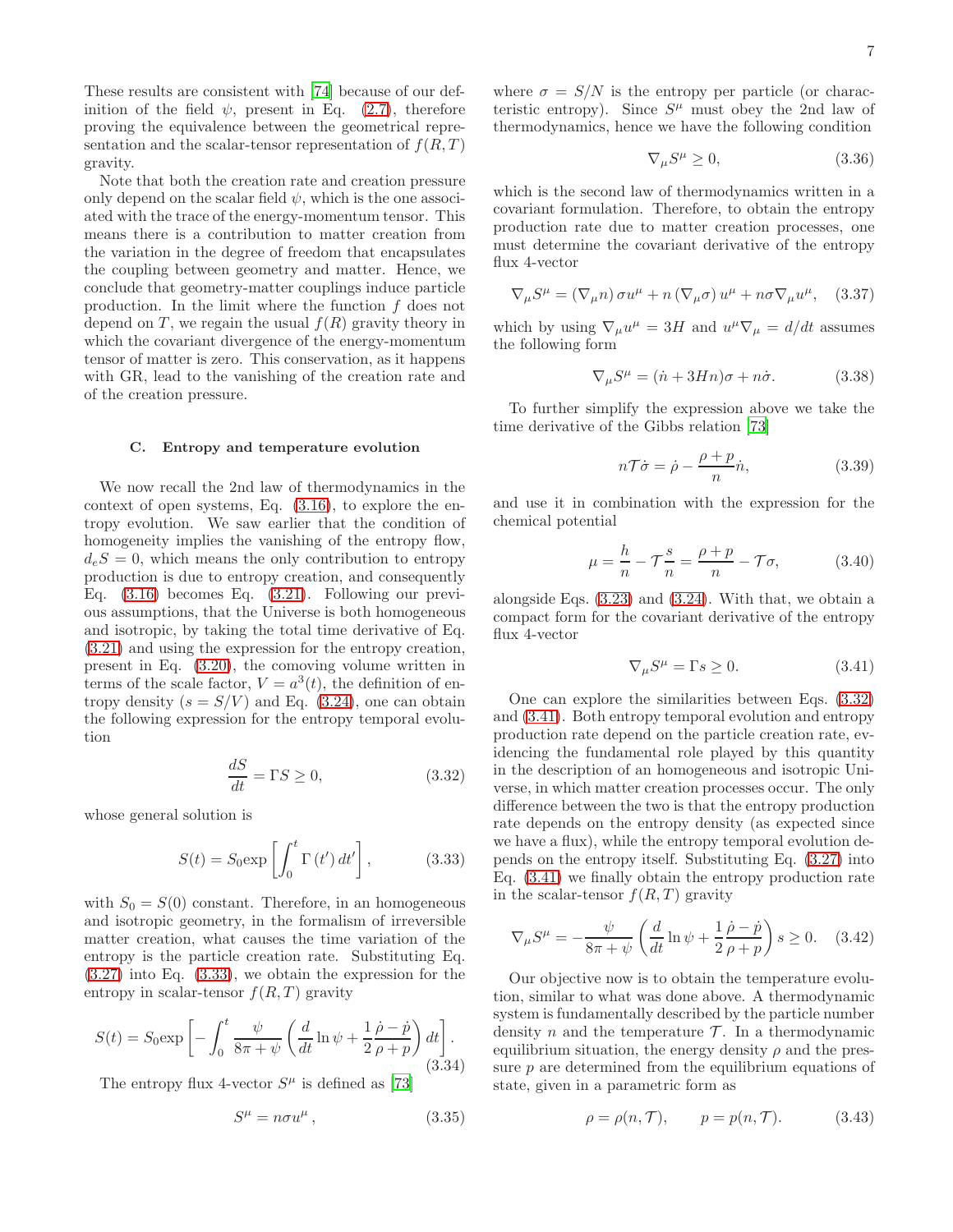These results are consistent with [74] because of our definition of the field $\psi$, present in Eq. (2.7), therefore proving the equivalence between the geometrical representation and the scalar-tensor representation of $f(R,T)$ gravity.

Note that both the creation rate and creation pressure only depend on the scalar field $\psi$, which is the one associated with the trace of the energy-momentum tensor. This means there is a contribution to matter creation from the variation in the degree of freedom that encapsulates the coupling between geometry and matter. Hence, we conclude that geometry-matter couplings induce particle production. In the limit where the function $f$ does not depend on $T$, we regain the usual $f(R)$ gravity theory in which the covariant divergence of the energy-momentum tensor of matter is zero. This conservation, as it happens with GR, lead to the vanishing of the creation rate and of the creation pressure.

### C. Entropy and temperature evolution

We now recall the 2nd law of thermodynamics in the context of open systems, Eq. (3.16), to explore the entropy evolution. We saw earlier that the condition of homogeneity implies the vanishing of the entropy flow, $d_eS = 0$, which means the only contribution to entropy production is due to entropy creation, and consequently Eq. (3.16) becomes Eq. (3.21). Following our previous assumptions, that the Universe is both homogeneous and isotropic, by taking the total time derivative of Eq. (3.21) and using the expression for the entropy creation, present in Eq. (3.20), the comoving volume written in terms of the scale factor, $V = a^3(t)$, the definition of entropy density ($s = S/V$) and Eq. (3.24), one can obtain the following expression for the entropy temporal evolution

$$\frac{dS}{dt} = \Gamma S \geq 0, \tag{3.32}$$

whose general solution is

$$S(t) = S_0 \exp\left[\int_0^t \Gamma\left(t'\right) dt'\right], \tag{3.33}$$

with $S_0 = S(0)$ constant. Therefore, in an homogeneous and isotropic geometry, in the formalism of irreversible matter creation, what causes the time variation of the entropy is the particle creation rate. Substituting Eq. (3.27) into Eq. (3.33), we obtain the expression for the entropy in scalar-tensor $f(R,T)$ gravity

$$S(t) = S_0 \exp\left[-\int_0^t \frac{\psi}{8\pi + \psi}\left(\frac{d}{dt}\ln\psi + \frac{1}{2}\frac{\dot{\rho} - \dot{p}}{\rho + p}\right) dt\right]. \tag{3.34}$$

The entropy flux 4-vector $S^\mu$ is defined as [73]

$$S^\mu = n\sigma u^\mu\,, \tag{3.35}$$

where $\sigma = S/N$ is the entropy per particle (or characteristic entropy). Since $S^\mu$ must obey the 2nd law of thermodynamics, hence we have the following condition

$$\nabla_\mu S^\mu \geq 0, \tag{3.36}$$

which is the second law of thermodynamics written in a covariant formulation. Therefore, to obtain the entropy production rate due to matter creation processes, one must determine the covariant derivative of the entropy flux 4-vector

$$\nabla_\mu S^\mu = \left(\nabla_\mu n\right)\sigma u^\mu + n\left(\nabla_\mu \sigma\right) u^\mu + n\sigma \nabla_\mu u^\mu, \tag{3.37}$$

which by using $\nabla_\mu u^\mu = 3H$ and $u^\mu \nabla_\mu = d/dt$ assumes the following form

$$\nabla_\mu S^\mu = (\dot{n} + 3Hn)\sigma + n\dot{\sigma}. \tag{3.38}$$

To further simplify the expression above we take the time derivative of the Gibbs relation [73]

$$n\mathcal{T}\dot{\sigma} = \dot{\rho} - \frac{\rho + p}{n}\dot{n}, \tag{3.39}$$

and use it in combination with the expression for the chemical potential

$$\mu = \frac{h}{n} - \mathcal{T}\frac{s}{n} = \frac{\rho + p}{n} - \mathcal{T}\sigma, \tag{3.40}$$

alongside Eqs. (3.23) and (3.24). With that, we obtain a compact form for the covariant derivative of the entropy flux 4-vector

$$\nabla_\mu S^\mu = \Gamma s \geq 0. \tag{3.41}$$

One can explore the similarities between Eqs. (3.32) and (3.41). Both entropy temporal evolution and entropy production rate depend on the particle creation rate, evidencing the fundamental role played by this quantity in the description of an homogeneous and isotropic Universe, in which matter creation processes occur. The only difference between the two is that the entropy production rate depends on the entropy density (as expected since we have a flux), while the entropy temporal evolution depends on the entropy itself. Substituting Eq. (3.27) into Eq. (3.41) we finally obtain the entropy production rate in the scalar-tensor $f(R,T)$ gravity

$$\nabla_\mu S^\mu = -\frac{\psi}{8\pi + \psi}\left(\frac{d}{dt}\ln\psi + \frac{1}{2}\frac{\dot{\rho} - \dot{p}}{\rho + p}\right) s \geq 0. \tag{3.42}$$

Our objective now is to obtain the temperature evolution, similar to what was done above. A thermodynamic system is fundamentally described by the particle number density $n$ and the temperature $\mathcal{T}$. In a thermodynamic equilibrium situation, the energy density $\rho$ and the pressure $p$ are determined from the equilibrium equations of state, given in a parametric form as

$$\rho = \rho(n, \mathcal{T}), \qquad p = p(n, \mathcal{T}). \tag{3.43}$$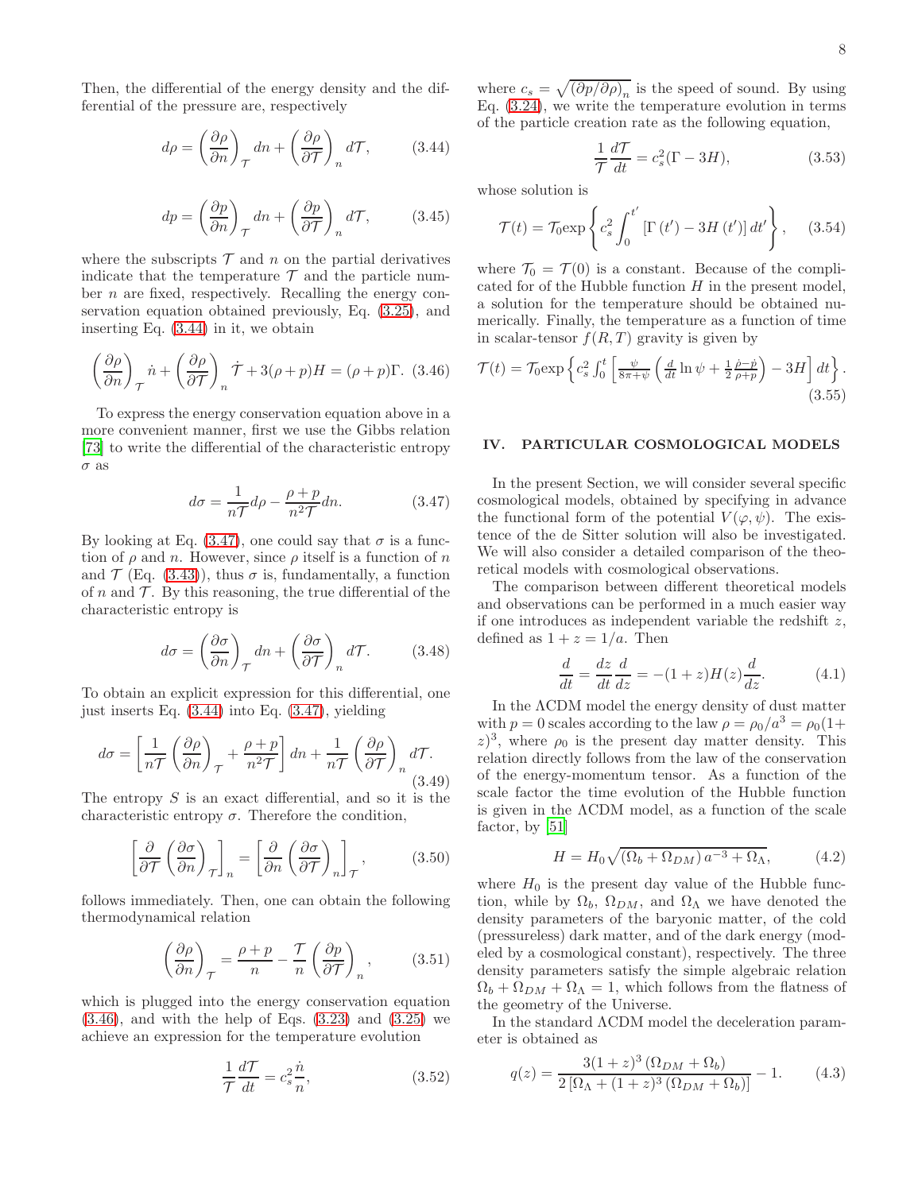Then, the differential of the energy density and the differential of the pressure are, respectively

$$d\rho = \left(\frac{\partial \rho}{\partial n}\right)_{\mathcal{T}} dn + \left(\frac{\partial \rho}{\partial \mathcal{T}}\right)_{n} d\mathcal{T}, \tag{3.44}$$

$$dp = \left(\frac{\partial p}{\partial n}\right)_{\mathcal{T}} dn + \left(\frac{\partial p}{\partial \mathcal{T}}\right)_{n} d\mathcal{T}, \tag{3.45}$$

where the subscripts $\mathcal{T}$ and $n$ on the partial derivatives indicate that the temperature $\mathcal{T}$ and the particle number $n$ are fixed, respectively. Recalling the energy conservation equation obtained previously, Eq. (3.25), and inserting Eq. (3.44) in it, we obtain

$$\left(\frac{\partial \rho}{\partial n}\right)_{\mathcal{T}} \dot{n} + \left(\frac{\partial \rho}{\partial \mathcal{T}}\right)_{n} \dot{\mathcal{T}} + 3(\rho+p)H = (\rho+p)\Gamma. \tag{3.46}$$

To express the energy conservation equation above in a more convenient manner, first we use the Gibbs relation [73] to write the differential of the characteristic entropy $\sigma$ as

$$d\sigma = \frac{1}{n\mathcal{T}} d\rho - \frac{\rho+p}{n^2\mathcal{T}} dn. \tag{3.47}$$

By looking at Eq. (3.47), one could say that $\sigma$ is a function of $\rho$ and $n$. However, since $\rho$ itself is a function of $n$ and $\mathcal{T}$ (Eq. (3.43)), thus $\sigma$ is, fundamentally, a function of $n$ and $\mathcal{T}$. By this reasoning, the true differential of the characteristic entropy is

$$d\sigma = \left(\frac{\partial \sigma}{\partial n}\right)_{\mathcal{T}} dn + \left(\frac{\partial \sigma}{\partial \mathcal{T}}\right)_{n} d\mathcal{T}. \tag{3.48}$$

To obtain an explicit expression for this differential, one just inserts Eq. (3.44) into Eq. (3.47), yielding

$$d\sigma = \left[\frac{1}{n\mathcal{T}}\left(\frac{\partial \rho}{\partial n}\right)_{\mathcal{T}} + \frac{\rho+p}{n^2\mathcal{T}}\right] dn + \frac{1}{n\mathcal{T}}\left(\frac{\partial \rho}{\partial \mathcal{T}}\right)_{n} d\mathcal{T}. \tag{3.49}$$

The entropy $S$ is an exact differential, and so it is the characteristic entropy $\sigma$. Therefore the condition,

$$\left[\frac{\partial}{\partial \mathcal{T}}\left(\frac{\partial \sigma}{\partial n}\right)_{\mathcal{T}}\right]_{n} = \left[\frac{\partial}{\partial n}\left(\frac{\partial \sigma}{\partial \mathcal{T}}\right)_{n}\right]_{\mathcal{T}}, \tag{3.50}$$

follows immediately. Then, one can obtain the following thermodynamical relation

$$\left(\frac{\partial \rho}{\partial n}\right)_{\mathcal{T}} = \frac{\rho+p}{n} - \frac{\mathcal{T}}{n}\left(\frac{\partial p}{\partial \mathcal{T}}\right)_{n}, \tag{3.51}$$

which is plugged into the energy conservation equation (3.46), and with the help of Eqs. (3.23) and (3.25) we achieve an expression for the temperature evolution

$$\frac{1}{\mathcal{T}}\frac{d\mathcal{T}}{dt} = c_s^2 \frac{\dot{n}}{n}, \tag{3.52}$$

where $c_s = \sqrt{(\partial p/\partial \rho)_n}$ is the speed of sound. By using Eq. (3.24), we write the temperature evolution in terms of the particle creation rate as the following equation,

$$\frac{1}{\mathcal{T}}\frac{d\mathcal{T}}{dt} = c_s^2(\Gamma - 3H), \tag{3.53}$$

whose solution is

$$\mathcal{T}(t) = \mathcal{T}_0 \exp\left\{c_s^2 \int_0^{t'} \left[\Gamma(t') - 3H(t')\right] dt'\right\}, \tag{3.54}$$

where $\mathcal{T}_0 = \mathcal{T}(0)$ is a constant. Because of the complicated for of the Hubble function $H$ in the present model, a solution for the temperature should be obtained numerically. Finally, the temperature as a function of time in scalar-tensor $f(R,T)$ gravity is given by

$$\mathcal{T}(t) = \mathcal{T}_0 \exp\left\{c_s^2 \int_0^t \left[\frac{\psi}{8\pi+\psi}\left(\frac{d}{dt}\ln\psi + \frac{1}{2}\frac{\dot{\rho}-\dot{p}}{\rho+p}\right) - 3H\right] dt\right\}. \tag{3.55}$$

## IV. PARTICULAR COSMOLOGICAL MODELS

In the present Section, we will consider several specific cosmological models, obtained by specifying in advance the functional form of the potential $V(\varphi,\psi)$. The existence of the de Sitter solution will also be investigated. We will also consider a detailed comparison of the theoretical models with cosmological observations.

The comparison between different theoretical models and observations can be performed in a much easier way if one introduces as independent variable the redshift $z$, defined as $1+z = 1/a$. Then

$$\frac{d}{dt} = \frac{dz}{dt}\frac{d}{dz} = -(1+z)H(z)\frac{d}{dz}. \tag{4.1}$$

In the $\Lambda$CDM model the energy density of dust matter with $p=0$ scales according to the law $\rho = \rho_0/a^3 = \rho_0(1+z)^3$, where $\rho_0$ is the present day matter density. This relation directly follows from the law of the conservation of the energy-momentum tensor. As a function of the scale factor the time evolution of the Hubble function is given in the $\Lambda$CDM model, as a function of the scale factor, by [51]

$$H = H_0\sqrt{(\Omega_b + \Omega_{DM})\,a^{-3} + \Omega_\Lambda}, \tag{4.2}$$

where $H_0$ is the present day value of the Hubble function, while by $\Omega_b$, $\Omega_{DM}$, and $\Omega_\Lambda$ we have denoted the density parameters of the baryonic matter, of the cold (pressureless) dark matter, and of the dark energy (modeled by a cosmological constant), respectively. The three density parameters satisfy the simple algebraic relation $\Omega_b + \Omega_{DM} + \Omega_\Lambda = 1$, which follows from the flatness of the geometry of the Universe.

In the standard $\Lambda$CDM model the deceleration parameter is obtained as

$$q(z) = \frac{3(1+z)^3(\Omega_{DM}+\Omega_b)}{2\left[\Omega_\Lambda + (1+z)^3(\Omega_{DM}+\Omega_b)\right]} - 1. \tag{4.3}$$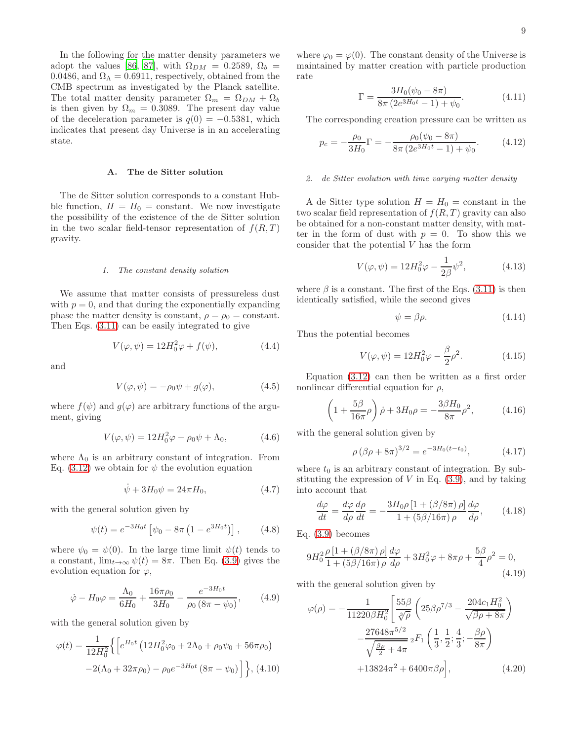In the following for the matter density parameters we adopt the values [86, 87], with $\Omega_{DM} = 0.2589$, $\Omega_b = 0.0486$, and $\Omega_\Lambda = 0.6911$, respectively, obtained from the CMB spectrum as investigated by the Planck satellite. The total matter density parameter $\Omega_m = \Omega_{DM} + \Omega_b$ is then given by $\Omega_m = 0.3089$. The present day value of the deceleration parameter is $q(0) = -0.5381$, which indicates that present day Universe is in an accelerating state.

### A. The de Sitter solution

The de Sitter solution corresponds to a constant Hubble function, $H = H_0 =$ constant. We now investigate the possibility of the existence of the de Sitter solution in the two scalar field-tensor representation of $f(R,T)$ gravity.

#### 1. The constant density solution

We assume that matter consists of pressureless dust with $p = 0$, and that during the exponentially expanding phase the matter density is constant, $\rho = \rho_0 =$ constant. Then Eqs. (3.11) can be easily integrated to give

$$V(\varphi,\psi) = 12H_0^2\varphi + f(\psi), \tag{4.4}$$

and

$$V(\varphi,\psi) = -\rho_0\psi + g(\varphi), \tag{4.5}$$

where $f(\psi)$ and $g(\varphi)$ are arbitrary functions of the argument, giving

$$V(\varphi,\psi) = 12H_0^2\varphi - \rho_0\psi + \Lambda_0, \tag{4.6}$$

where $\Lambda_0$ is an arbitrary constant of integration. From Eq. (3.12) we obtain for $\psi$ the evolution equation

$$\dot{\psi} + 3H_0\psi = 24\pi H_0, \tag{4.7}$$

with the general solution given by

$$\psi(t) = e^{-3H_0 t}\left[\psi_0 - 8\pi\left(1 - e^{3H_0 t}\right)\right], \tag{4.8}$$

where $\psi_0 = \psi(0)$. In the large time limit $\psi(t)$ tends to a constant, $\lim_{t\to\infty}\psi(t) = 8\pi$. Then Eq. (3.9) gives the evolution equation for $\varphi$,

$$\dot{\varphi} - H_0\varphi = \frac{\Lambda_0}{6H_0} + \frac{16\pi\rho_0}{3H_0} - \frac{e^{-3H_0 t}}{\rho_0\left(8\pi - \psi_0\right)}, \tag{4.9}$$

with the general solution given by

$$\varphi(t) = \frac{1}{12H_0^2}\Big\{\Big[e^{H_0 t}\left(12H_0^2\varphi_0 + 2\Lambda_0 + \rho_0\psi_0 + 56\pi\rho_0\right) - 2(\Lambda_0 + 32\pi\rho_0) - \rho_0 e^{-3H_0 t}\left(8\pi - \psi_0\right)\Big]\Big\}, \tag{4.10}$$

where $\varphi_0 = \varphi(0)$. The constant density of the Universe is maintained by matter creation with particle production rate

$$\Gamma = \frac{3H_0(\psi_0 - 8\pi)}{8\pi\left(2e^{3H_0 t} - 1\right) + \psi_0}. \tag{4.11}$$

The corresponding creation pressure can be written as

$$p_c = -\frac{\rho_0}{3H_0}\Gamma = -\frac{\rho_0(\psi_0 - 8\pi)}{8\pi\left(2e^{3H_0 t} - 1\right) + \psi_0}. \tag{4.12}$$

#### 2. de Sitter evolution with time varying matter density

A de Sitter type solution $H = H_0 =$ constant in the two scalar field representation of $f(R,T)$ gravity can also be obtained for a non-constant matter density, with matter in the form of dust with $p = 0$. To show this we consider that the potential $V$ has the form

$$V(\varphi,\psi) = 12H_0^2\varphi - \frac{1}{2\beta}\psi^2, \tag{4.13}$$

where $\beta$ is a constant. The first of the Eqs. (3.11) is then identically satisfied, while the second gives

$$\psi = \beta\rho. \tag{4.14}$$

Thus the potential becomes

$$V(\varphi,\psi) = 12H_0^2\varphi - \frac{\beta}{2}\rho^2. \tag{4.15}$$

Equation (3.12) can then be written as a first order nonlinear differential equation for $\rho$,

$$\left(1 + \frac{5\beta}{16\pi}\rho\right)\dot{\rho} + 3H_0\rho = -\frac{3\beta H_0}{8\pi}\rho^2, \tag{4.16}$$

with the general solution given by

$$\rho\left(\beta\rho + 8\pi\right)^{3/2} = e^{-3H_0(t-t_0)}, \tag{4.17}$$

where $t_0$ is an arbitrary constant of integration. By substituting the expression of $V$ in Eq. (3.9), and by taking into account that

$$\frac{d\varphi}{dt} = \frac{d\varphi}{d\rho}\frac{d\rho}{dt} = -\frac{3H_0\rho\left[1 + (\beta/8\pi)\rho\right]}{1 + (5\beta/16\pi)\rho}\frac{d\varphi}{d\rho}, \tag{4.18}$$

Eq. (3.9) becomes

$$9H_0^2\frac{\rho\left[1 + (\beta/8\pi)\rho\right]}{1 + (5\beta/16\pi)\rho}\frac{d\varphi}{d\rho} + 3H_0^2\varphi + 8\pi\rho + \frac{5\beta}{4}\rho^2 = 0, \tag{4.19}$$

with the general solution given by

$$\varphi(\rho) = -\frac{1}{11220\beta H_0^2}\Bigg[\frac{55\beta}{\sqrt[3]{\rho}}\left(25\beta\rho^{7/3} - \frac{204c_1H_0^2}{\sqrt{\beta\rho + 8\pi}}\right) - \frac{27648\pi^{5/2}}{\sqrt{\frac{\beta\rho}{2} + 4\pi}}\,{}_2F_1\left(\frac{1}{3}, \frac{1}{2}; \frac{4}{3}; -\frac{\beta\rho}{8\pi}\right) + 13824\pi^2 + 6400\pi\beta\rho\Bigg], \tag{4.20}$$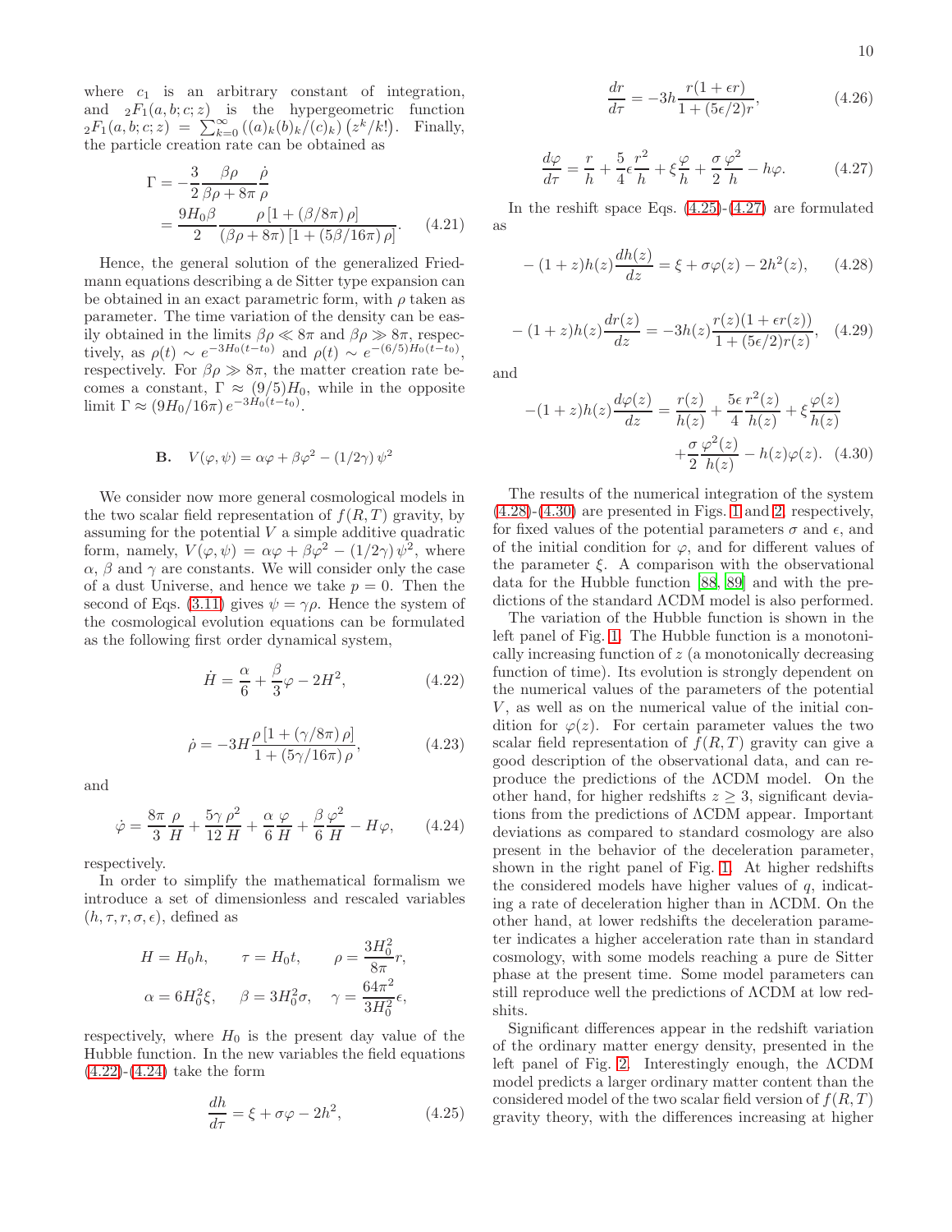where $c_1$ is an arbitrary constant of integration, and ${}_2F_1(a,b;c;z)$ is the hypergeometric function ${}_2F_1(a,b;c;z) = \sum_{k=0}^{\infty}\left((a)_k(b)_k/(c)_k\right)\left(z^k/k!\right)$. Finally, the particle creation rate can be obtained as

$$
\begin{aligned}
\Gamma &= -\frac{3}{2}\frac{\beta\rho}{\beta\rho+8\pi}\frac{\dot{\rho}}{\rho} \\
&= \frac{9H_0\beta}{2}\frac{\rho\left[1+(\beta/8\pi)\rho\right]}{(\beta\rho+8\pi)\left[1+(5\beta/16\pi)\rho\right]}.
\end{aligned} \tag{4.21}
$$

Hence, the general solution of the generalized Friedmann equations describing a de Sitter type expansion can be obtained in an exact parametric form, with $\rho$ taken as parameter. The time variation of the density can be easily obtained in the limits $\beta\rho \ll 8\pi$ and $\beta\rho \gg 8\pi$, respectively, as $\rho(t) \sim e^{-3H_0(t-t_0)}$ and $\rho(t) \sim e^{-(6/5)H_0(t-t_0)}$, respectively. For $\beta\rho \gg 8\pi$, the matter creation rate becomes a constant, $\Gamma \approx (9/5)H_0$, while in the opposite limit $\Gamma \approx (9H_0/16\pi)\,e^{-3H_0(t-t_0)}$.

### B. $V(\varphi,\psi) = \alpha\varphi + \beta\varphi^2 - (1/2\gamma)\,\psi^2$

We consider now more general cosmological models in the two scalar field representation of $f(R,T)$ gravity, by assuming for the potential $V$ a simple additive quadratic form, namely, $V(\varphi,\psi) = \alpha\varphi + \beta\varphi^2 - (1/2\gamma)\,\psi^2$, where $\alpha$, $\beta$ and $\gamma$ are constants. We will consider only the case of a dust Universe, and hence we take $p = 0$. Then the second of Eqs. (3.11) gives $\psi = \gamma\rho$. Hence the system of the cosmological evolution equations can be formulated as the following first order dynamical system,

$$
\dot{H} = \frac{\alpha}{6} + \frac{\beta}{3}\varphi - 2H^2, \tag{4.22}
$$

$$
\dot{\rho} = -3H\frac{\rho\left[1+(\gamma/8\pi)\rho\right]}{1+(5\gamma/16\pi)\rho}, \tag{4.23}
$$

and

$$
\dot{\varphi} = \frac{8\pi}{3}\frac{\rho}{H} + \frac{5\gamma}{12}\frac{\rho^2}{H} + \frac{\alpha}{6}\frac{\varphi}{H} + \frac{\beta}{6}\frac{\varphi^2}{H} - H\varphi, \tag{4.24}
$$

respectively.

In order to simplify the mathematical formalism we introduce a set of dimensionless and rescaled variables $(h,\tau,r,\sigma,\epsilon)$, defined as

$$
\begin{aligned}
H &= H_0 h, \qquad \tau = H_0 t, \qquad \rho = \frac{3H_0^2}{8\pi}r, \\
\alpha &= 6H_0^2\xi, \qquad \beta = 3H_0^2\sigma, \qquad \gamma = \frac{64\pi^2}{3H_0^2}\epsilon,
\end{aligned}
$$

respectively, where $H_0$ is the present day value of the Hubble function. In the new variables the field equations (4.22)-(4.24) take the form

$$
\frac{dh}{d\tau} = \xi + \sigma\varphi - 2h^2, \tag{4.25}
$$

$$
\frac{dr}{d\tau} = -3h\frac{r(1+\epsilon r)}{1+(5\epsilon/2)r}, \tag{4.26}
$$

$$
\frac{d\varphi}{d\tau} = \frac{r}{h} + \frac{5}{4}\epsilon\frac{r^2}{h} + \xi\frac{\varphi}{h} + \frac{\sigma}{2}\frac{\varphi^2}{h} - h\varphi. \tag{4.27}
$$

In the reshift space Eqs. (4.25)-(4.27) are formulated as

$$
-(1+z)h(z)\frac{dh(z)}{dz} = \xi + \sigma\varphi(z) - 2h^2(z), \tag{4.28}
$$

$$
-(1+z)h(z)\frac{dr(z)}{dz} = -3h(z)\frac{r(z)(1+\epsilon r(z))}{1+(5\epsilon/2)r(z)}, \tag{4.29}
$$

and

$$
\begin{aligned}
-(1+z)h(z)\frac{d\varphi(z)}{dz} &= \frac{r(z)}{h(z)} + \frac{5\epsilon}{4}\frac{r^2(z)}{h(z)} + \xi\frac{\varphi(z)}{h(z)} \\
&+ \frac{\sigma}{2}\frac{\varphi^2(z)}{h(z)} - h(z)\varphi(z).
\end{aligned} \tag{4.30}
$$

The results of the numerical integration of the system (4.28)-(4.30) are presented in Figs. 1 and 2, respectively, for fixed values of the potential parameters $\sigma$ and $\epsilon$, and of the initial condition for $\varphi$, and for different values of the parameter $\xi$. A comparison with the observational data for the Hubble function [88, 89] and with the predictions of the standard ΛCDM model is also performed.

The variation of the Hubble function is shown in the left panel of Fig. 1. The Hubble function is a monotonically increasing function of $z$ (a monotonically decreasing function of time). Its evolution is strongly dependent on the numerical values of the parameters of the potential $V$, as well as on the numerical value of the initial condition for $\varphi(z)$. For certain parameter values the two scalar field representation of $f(R,T)$ gravity can give a good description of the observational data, and can reproduce the predictions of the ΛCDM model. On the other hand, for higher redshifts $z \geq 3$, significant deviations from the predictions of ΛCDM appear. Important deviations as compared to standard cosmology are also present in the behavior of the deceleration parameter, shown in the right panel of Fig. 1. At higher redshifts the considered models have higher values of $q$, indicating a rate of deceleration higher than in ΛCDM. On the other hand, at lower redshifts the deceleration parameter indicates a higher acceleration rate than in standard cosmology, with some models reaching a pure de Sitter phase at the present time. Some model parameters can still reproduce well the predictions of ΛCDM at low redshifts.

Significant differences appear in the redshift variation of the ordinary matter energy density, presented in the left panel of Fig. 2. Interestingly enough, the ΛCDM model predicts a larger ordinary matter content than the considered model of the two scalar field version of $f(R,T)$ gravity theory, with the differences increasing at higher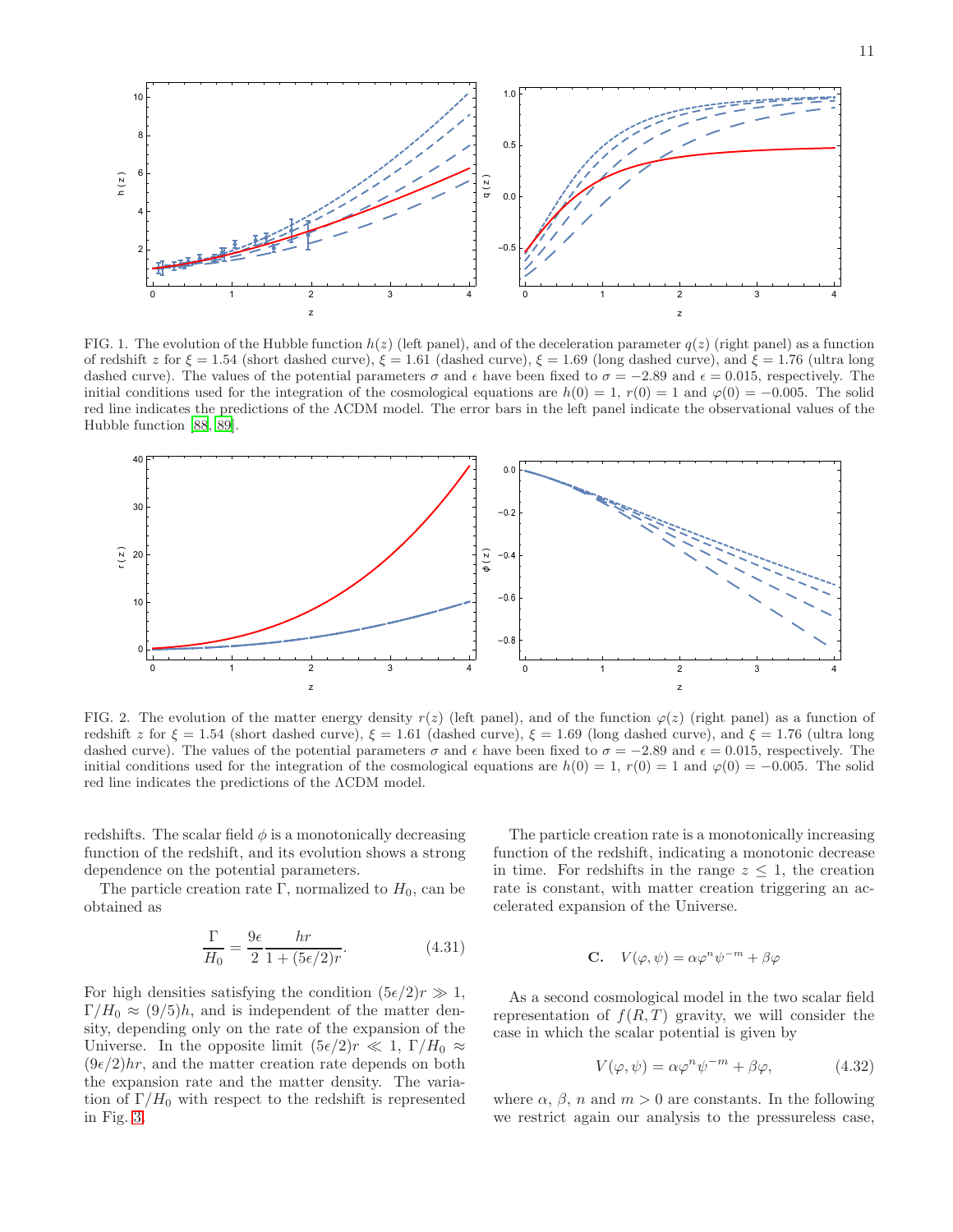FIG. 1. The evolution of the Hubble function $h(z)$ (left panel), and of the deceleration parameter $q(z)$ (right panel) as a function of redshift $z$ for $\xi = 1.54$ (short dashed curve), $\xi = 1.61$ (dashed curve), $\xi = 1.69$ (long dashed curve), and $\xi = 1.76$ (ultra long dashed curve). The values of the potential parameters $\sigma$ and $\epsilon$ have been fixed to $\sigma = -2.89$ and $\epsilon = 0.015$, respectively. The initial conditions used for the integration of the cosmological equations are $h(0) = 1$, $r(0) = 1$ and $\varphi(0) = -0.005$. The solid red line indicates the predictions of the ΛCDM model. The error bars in the left panel indicate the observational values of the Hubble function [88, 89].

FIG. 2. The evolution of the matter energy density $r(z)$ (left panel), and of the function $\varphi(z)$ (right panel) as a function of redshift $z$ for $\xi = 1.54$ (short dashed curve), $\xi = 1.61$ (dashed curve), $\xi = 1.69$ (long dashed curve), and $\xi = 1.76$ (ultra long dashed curve). The values of the potential parameters $\sigma$ and $\epsilon$ have been fixed to $\sigma = -2.89$ and $\epsilon = 0.015$, respectively. The initial conditions used for the integration of the cosmological equations are $h(0) = 1$, $r(0) = 1$ and $\varphi(0) = -0.005$. The solid red line indicates the predictions of the ΛCDM model.

redshifts. The scalar field $\phi$ is a monotonically decreasing function of the redshift, and its evolution shows a strong dependence on the potential parameters.

The particle creation rate $\Gamma$, normalized to $H_0$, can be obtained as

$$\frac{\Gamma}{H_0} = \frac{9\epsilon}{2}\frac{hr}{1 + (5\epsilon/2)r}. \tag{4.31}$$

For high densities satisfying the condition $(5\epsilon/2)r \gg 1$, $\Gamma/H_0 \approx (9/5)h$, and is independent of the matter density, depending only on the rate of the expansion of the Universe. In the opposite limit $(5\epsilon/2)r \ll 1$, $\Gamma/H_0 \approx (9\epsilon/2)hr$, and the matter creation rate depends on both the expansion rate and the matter density. The variation of $\Gamma/H_0$ with respect to the redshift is represented in Fig. 3.

The particle creation rate is a monotonically increasing function of the redshift, indicating a monotonic decrease in time. For redshifts in the range $z \leq 1$, the creation rate is constant, with matter creation triggering an accelerated expansion of the Universe.

### C. $V(\varphi, \psi) = \alpha\varphi^n\psi^{-m} + \beta\varphi$

As a second cosmological model in the two scalar field representation of $f(R,T)$ gravity, we will consider the case in which the scalar potential is given by

$$V(\varphi, \psi) = \alpha\varphi^n\psi^{-m} + \beta\varphi, \tag{4.32}$$

where $\alpha$, $\beta$, $n$ and $m > 0$ are constants. In the following we restrict again our analysis to the pressureless case,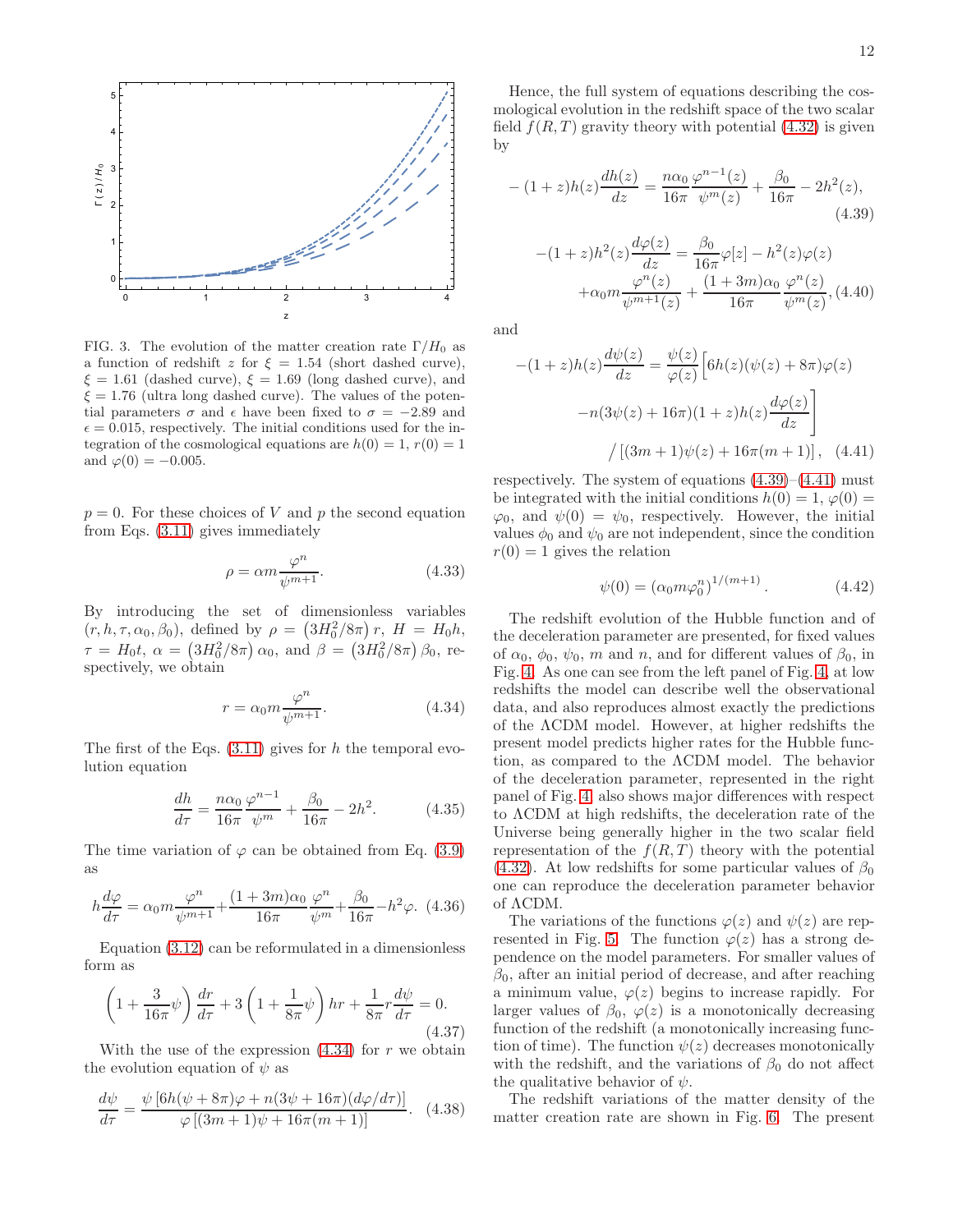FIG. 3. The evolution of the matter creation rate $\Gamma/H_0$ as a function of redshift $z$ for $\xi = 1.54$ (short dashed curve), $\xi = 1.61$ (dashed curve), $\xi = 1.69$ (long dashed curve), and $\xi = 1.76$ (ultra long dashed curve). The values of the potential parameters $\sigma$ and $\epsilon$ have been fixed to $\sigma = -2.89$ and $\epsilon = 0.015$, respectively. The initial conditions used for the integration of the cosmological equations are $h(0) = 1$, $r(0) = 1$ and $\varphi(0) = -0.005$.

$p = 0$. For these choices of $V$ and $p$ the second equation from Eqs. (3.11) gives immediately

$$\rho = \alpha m \frac{\varphi^n}{\psi^{m+1}}. \tag{4.33}$$

By introducing the set of dimensionless variables $(r, h, \tau, \alpha_0, \beta_0)$, defined by $\rho = \left(3H_0^2/8\pi\right) r$, $H = H_0 h$, $\tau = H_0 t$, $\alpha = \left(3H_0^2/8\pi\right)\alpha_0$, and $\beta = \left(3H_0^2/8\pi\right)\beta_0$, respectively, we obtain

$$r = \alpha_0 m \frac{\varphi^n}{\psi^{m+1}}. \tag{4.34}$$

The first of the Eqs. (3.11) gives for $h$ the temporal evolution equation

$$\frac{dh}{d\tau} = \frac{n\alpha_0}{16\pi}\frac{\varphi^{n-1}}{\psi^m} + \frac{\beta_0}{16\pi} - 2h^2. \tag{4.35}$$

The time variation of $\varphi$ can be obtained from Eq. (3.9) as

$$h\frac{d\varphi}{d\tau} = \alpha_0 m \frac{\varphi^n}{\psi^{m+1}} + \frac{(1+3m)\alpha_0}{16\pi}\frac{\varphi^n}{\psi^m} + \frac{\beta_0}{16\pi} - h^2\varphi. \tag{4.36}$$

Equation (3.12) can be reformulated in a dimensionless form as

$$\left(1 + \frac{3}{16\pi}\psi\right)\frac{dr}{d\tau} + 3\left(1 + \frac{1}{8\pi}\psi\right)hr + \frac{1}{8\pi}r\frac{d\psi}{d\tau} = 0. \tag{4.37}$$

With the use of the expression (4.34) for $r$ we obtain the evolution equation of $\psi$ as

$$\frac{d\psi}{d\tau} = \frac{\psi\left[6h(\psi + 8\pi)\varphi + n(3\psi + 16\pi)(d\varphi/d\tau)\right]}{\varphi\left[(3m+1)\psi + 16\pi(m+1)\right]}. \tag{4.38}$$

Hence, the full system of equations describing the cosmological evolution in the redshift space of the two scalar field $f(R,T)$ gravity theory with potential (4.32) is given by

$$-(1+z)h(z)\frac{dh(z)}{dz} = \frac{n\alpha_0}{16\pi}\frac{\varphi^{n-1}(z)}{\psi^m(z)} + \frac{\beta_0}{16\pi} - 2h^2(z), \tag{4.39}$$

$$-(1+z)h^2(z)\frac{d\varphi(z)}{dz} = \frac{\beta_0}{16\pi}\varphi[z] - h^2(z)\varphi(z) + \alpha_0 m\frac{\varphi^n(z)}{\psi^{m+1}(z)} + \frac{(1+3m)\alpha_0}{16\pi}\frac{\varphi^n(z)}{\psi^m(z)}, \tag{4.40}$$

and

$$-(1+z)h(z)\frac{d\psi(z)}{dz} = \frac{\psi(z)}{\varphi(z)}\Big[6h(z)(\psi(z) + 8\pi)\varphi(z) - n(3\psi(z) + 16\pi)(1+z)h(z)\frac{d\varphi(z)}{dz}\Big] \Big/ \left[(3m+1)\psi(z) + 16\pi(m+1)\right], \tag{4.41}$$

respectively. The system of equations (4.39)–(4.41) must be integrated with the initial conditions $h(0) = 1$, $\varphi(0) = \varphi_0$, and $\psi(0) = \psi_0$, respectively. However, the initial values $\phi_0$ and $\psi_0$ are not independent, since the condition $r(0) = 1$ gives the relation

$$\psi(0) = \left(\alpha_0 m \varphi_0^n\right)^{1/(m+1)}. \tag{4.42}$$

The redshift evolution of the Hubble function and of the deceleration parameter are presented, for fixed values of $\alpha_0$, $\phi_0$, $\psi_0$, $m$ and $n$, and for different values of $\beta_0$, in Fig. 4. As one can see from the left panel of Fig. 4, at low redshifts the model can describe well the observational data, and also reproduces almost exactly the predictions of the ΛCDM model. However, at higher redshifts the present model predicts higher rates for the Hubble function, as compared to the ΛCDM model. The behavior of the deceleration parameter, represented in the right panel of Fig. 4, also shows major differences with respect to ΛCDM at high redshifts, the deceleration rate of the Universe being generally higher in the two scalar field representation of the $f(R,T)$ theory with the potential (4.32). At low redshifts for some particular values of $\beta_0$ one can reproduce the deceleration parameter behavior of ΛCDM.

The variations of the functions $\varphi(z)$ and $\psi(z)$ are represented in Fig. 5. The function $\varphi(z)$ has a strong dependence on the model parameters. For smaller values of $\beta_0$, after an initial period of decrease, and after reaching a minimum value, $\varphi(z)$ begins to increase rapidly. For larger values of $\beta_0$, $\varphi(z)$ is a monotonically decreasing function of the redshift (a monotonically increasing function of time). The function $\psi(z)$ decreases monotonically with the redshift, and the variations of $\beta_0$ do not affect the qualitative behavior of $\psi$.

The redshift variations of the matter density of the matter creation rate are shown in Fig. 6. The present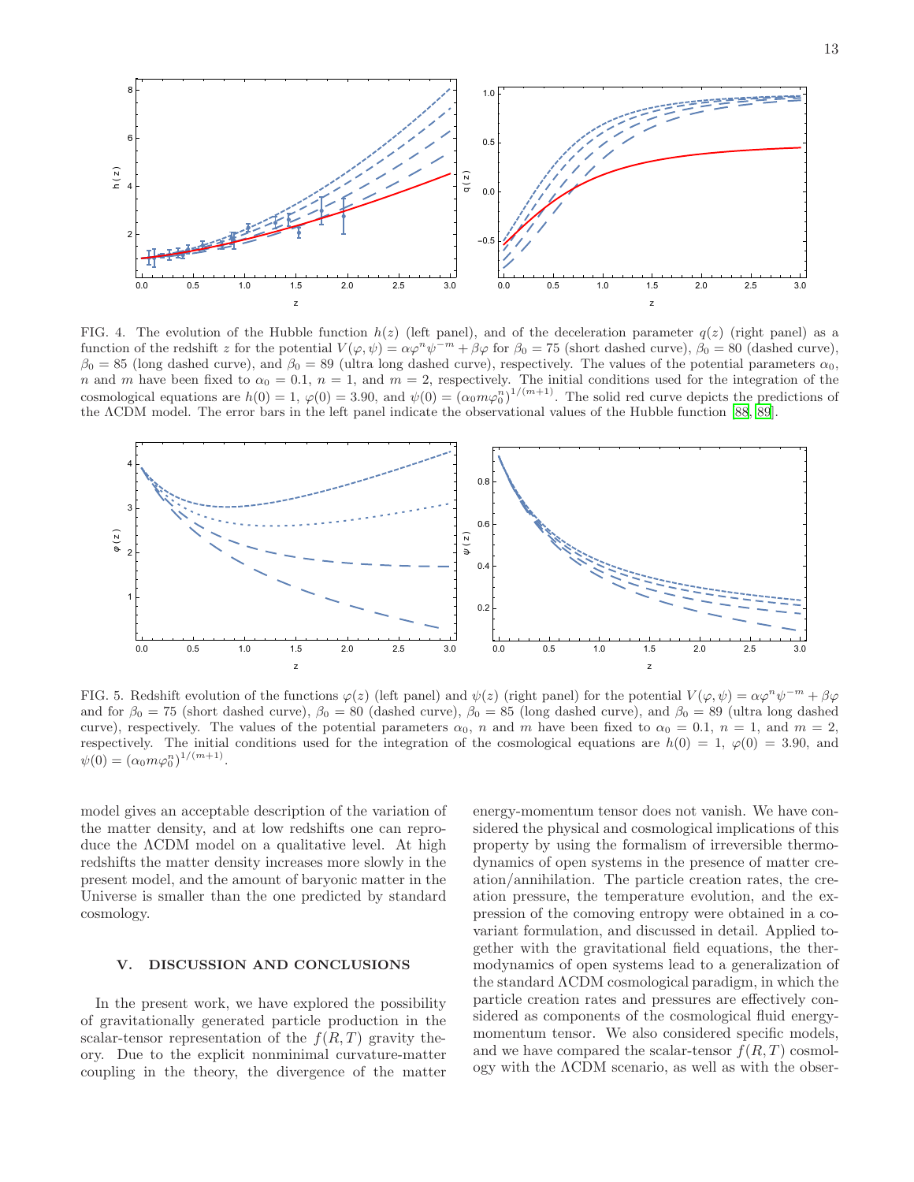FIG. 4. The evolution of the Hubble function $h(z)$ (left panel), and of the deceleration parameter $q(z)$ (right panel) as a function of the redshift $z$ for the potential $V(\varphi,\psi)=\alpha\varphi^n\psi^{-m}+\beta\varphi$ for $\beta_0=75$ (short dashed curve), $\beta_0=80$ (dashed curve), $\beta_0=85$ (long dashed curve), and $\beta_0=89$ (ultra long dashed curve), respectively. The values of the potential parameters $\alpha_0$, $n$ and $m$ have been fixed to $\alpha_0=0.1$, $n=1$, and $m=2$, respectively. The initial conditions used for the integration of the cosmological equations are $h(0)=1$, $\varphi(0)=3.90$, and $\psi(0)=\left(\alpha_0 m\varphi_0^n\right)^{1/(m+1)}$. The solid red curve depicts the predictions of the ΛCDM model. The error bars in the left panel indicate the observational values of the Hubble function [88, 89].

FIG. 5. Redshift evolution of the functions $\varphi(z)$ (left panel) and $\psi(z)$ (right panel) for the potential $V(\varphi,\psi)=\alpha\varphi^n\psi^{-m}+\beta\varphi$ and for $\beta_0=75$ (short dashed curve), $\beta_0=80$ (dashed curve), $\beta_0=85$ (long dashed curve), and $\beta_0=89$ (ultra long dashed curve), respectively. The values of the potential parameters $\alpha_0$, $n$ and $m$ have been fixed to $\alpha_0=0.1$, $n=1$, and $m=2$, respectively. The initial conditions used for the integration of the cosmological equations are $h(0)=1$, $\varphi(0)=3.90$, and $\psi(0)=\left(\alpha_0 m\varphi_0^n\right)^{1/(m+1)}$.

model gives an acceptable description of the variation of the matter density, and at low redshifts one can reproduce the ΛCDM model on a qualitative level. At high redshifts the matter density increases more slowly in the present model, and the amount of baryonic matter in the Universe is smaller than the one predicted by standard cosmology.

## V. DISCUSSION AND CONCLUSIONS

In the present work, we have explored the possibility of gravitationally generated particle production in the scalar-tensor representation of the $f(R,T)$ gravity theory. Due to the explicit nonminimal curvature-matter coupling in the theory, the divergence of the matter energy-momentum tensor does not vanish. We have considered the physical and cosmological implications of this property by using the formalism of irreversible thermodynamics of open systems in the presence of matter creation/annihilation. The particle creation rates, the creation pressure, the temperature evolution, and the expression of the comoving entropy were obtained in a covariant formulation, and discussed in detail. Applied together with the gravitational field equations, the thermodynamics of open systems lead to a generalization of the standard ΛCDM cosmological paradigm, in which the particle creation rates and pressures are effectively considered as components of the cosmological fluid energy-momentum tensor. We also considered specific models, and we have compared the scalar-tensor $f(R,T)$ cosmology with the ΛCDM scenario, as well as with the obser-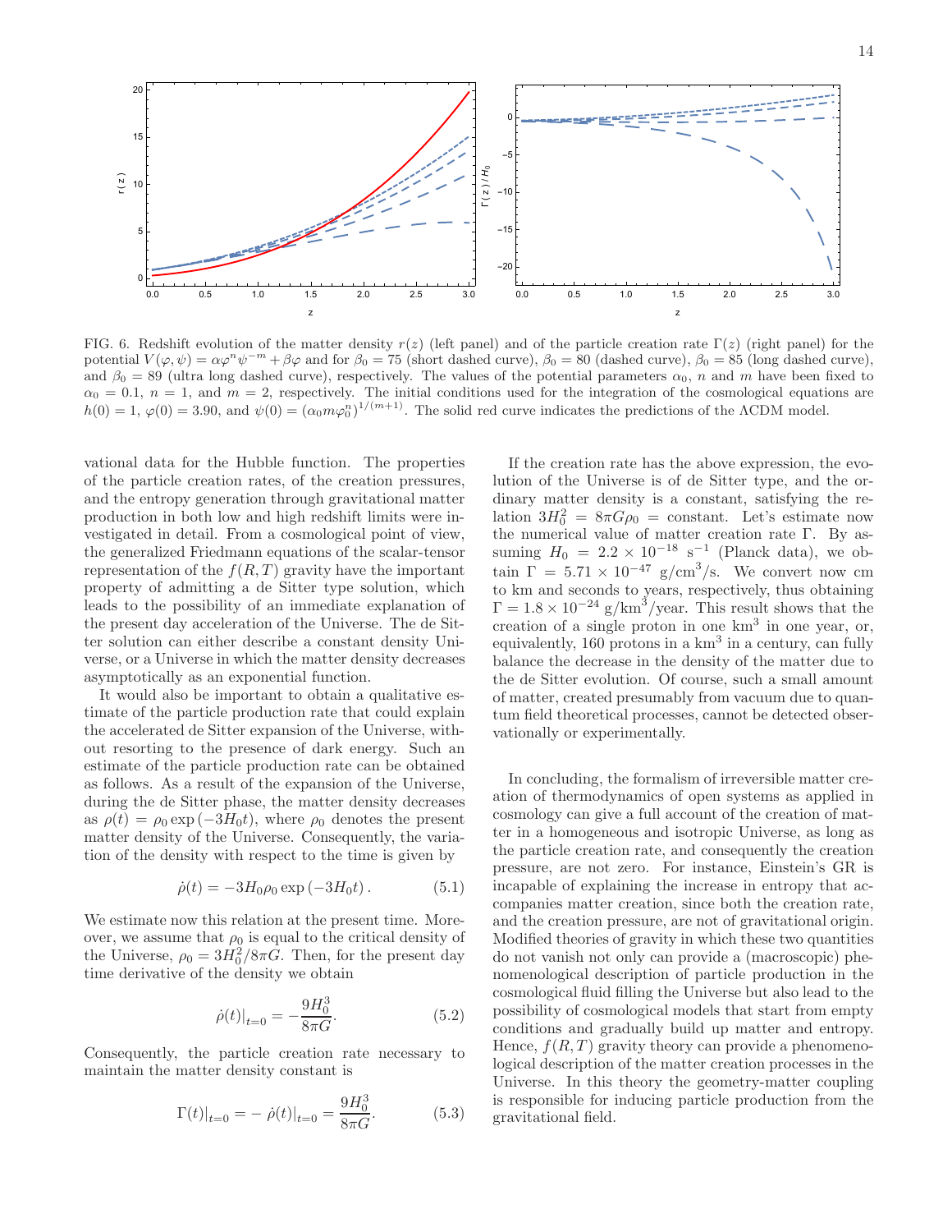FIG. 6. Redshift evolution of the matter density $r(z)$ (left panel) and of the particle creation rate $\Gamma(z)$ (right panel) for the potential $V(\varphi,\psi) = \alpha\varphi^n\psi^{-m} + \beta\varphi$ and for $\beta_0 = 75$ (short dashed curve), $\beta_0 = 80$ (dashed curve), $\beta_0 = 85$ (long dashed curve), and $\beta_0 = 89$ (ultra long dashed curve), respectively. The values of the potential parameters $\alpha_0$, $n$ and $m$ have been fixed to $\alpha_0 = 0.1$, $n = 1$, and $m = 2$, respectively. The initial conditions used for the integration of the cosmological equations are $h(0) = 1$, $\varphi(0) = 3.90$, and $\psi(0) = (\alpha_0 m \varphi_0^n)^{1/(m+1)}$. The solid red curve indicates the predictions of the ΛCDM model.

vational data for the Hubble function. The properties of the particle creation rates, of the creation pressures, and the entropy generation through gravitational matter production in both low and high redshift limits were investigated in detail. From a cosmological point of view, the generalized Friedmann equations of the scalar-tensor representation of the $f(R,T)$ gravity have the important property of admitting a de Sitter type solution, which leads to the possibility of an immediate explanation of the present day acceleration of the Universe. The de Sitter solution can either describe a constant density Universe, or a Universe in which the matter density decreases asymptotically as an exponential function.

It would also be important to obtain a qualitative estimate of the particle production rate that could explain the accelerated de Sitter expansion of the Universe, without resorting to the presence of dark energy. Such an estimate of the particle production rate can be obtained as follows. As a result of the expansion of the Universe, during the de Sitter phase, the matter density decreases as $\rho(t) = \rho_0 \exp(-3H_0 t)$, where $\rho_0$ denotes the present matter density of the Universe. Consequently, the variation of the density with respect to the time is given by

$$\dot{\rho}(t) = -3H_0\rho_0 \exp(-3H_0 t). \tag{5.1}$$

We estimate now this relation at the present time. Moreover, we assume that $\rho_0$ is equal to the critical density of the Universe, $\rho_0 = 3H_0^2/8\pi G$. Then, for the present day time derivative of the density we obtain

$$\dot{\rho}(t)|_{t=0} = -\frac{9H_0^3}{8\pi G}. \tag{5.2}$$

Consequently, the particle creation rate necessary to maintain the matter density constant is

$$\Gamma(t)|_{t=0} = -\dot{\rho}(t)|_{t=0} = \frac{9H_0^3}{8\pi G}. \tag{5.3}$$

If the creation rate has the above expression, the evolution of the Universe is of de Sitter type, and the ordinary matter density is a constant, satisfying the relation $3H_0^2 = 8\pi G\rho_0 = \text{constant}$. Let's estimate now the numerical value of matter creation rate $\Gamma$. By assuming $H_0 = 2.2 \times 10^{-18}$ s$^{-1}$ (Planck data), we obtain $\Gamma = 5.71 \times 10^{-47}$ g/cm$^3$/s. We convert now cm to km and seconds to years, respectively, thus obtaining $\Gamma = 1.8 \times 10^{-24}$ g/km$^3$/year. This result shows that the creation of a single proton in one km$^3$ in one year, or, equivalently, 160 protons in a km$^3$ in a century, can fully balance the decrease in the density of the matter due to the de Sitter evolution. Of course, such a small amount of matter, created presumably from vacuum due to quantum field theoretical processes, cannot be detected observationally or experimentally.

In concluding, the formalism of irreversible matter creation of thermodynamics of open systems as applied in cosmology can give a full account of the creation of matter in a homogeneous and isotropic Universe, as long as the particle creation rate, and consequently the creation pressure, are not zero. For instance, Einstein's GR is incapable of explaining the increase in entropy that accompanies matter creation, since both the creation rate, and the creation pressure, are not of gravitational origin. Modified theories of gravity in which these two quantities do not vanish not only can provide a (macroscopic) phenomenological description of particle production in the cosmological fluid filling the Universe but also lead to the possibility of cosmological models that start from empty conditions and gradually build up matter and entropy. Hence, $f(R,T)$ gravity theory can provide a phenomenological description of the matter creation processes in the Universe. In this theory the geometry-matter coupling is responsible for inducing particle production from the gravitational field.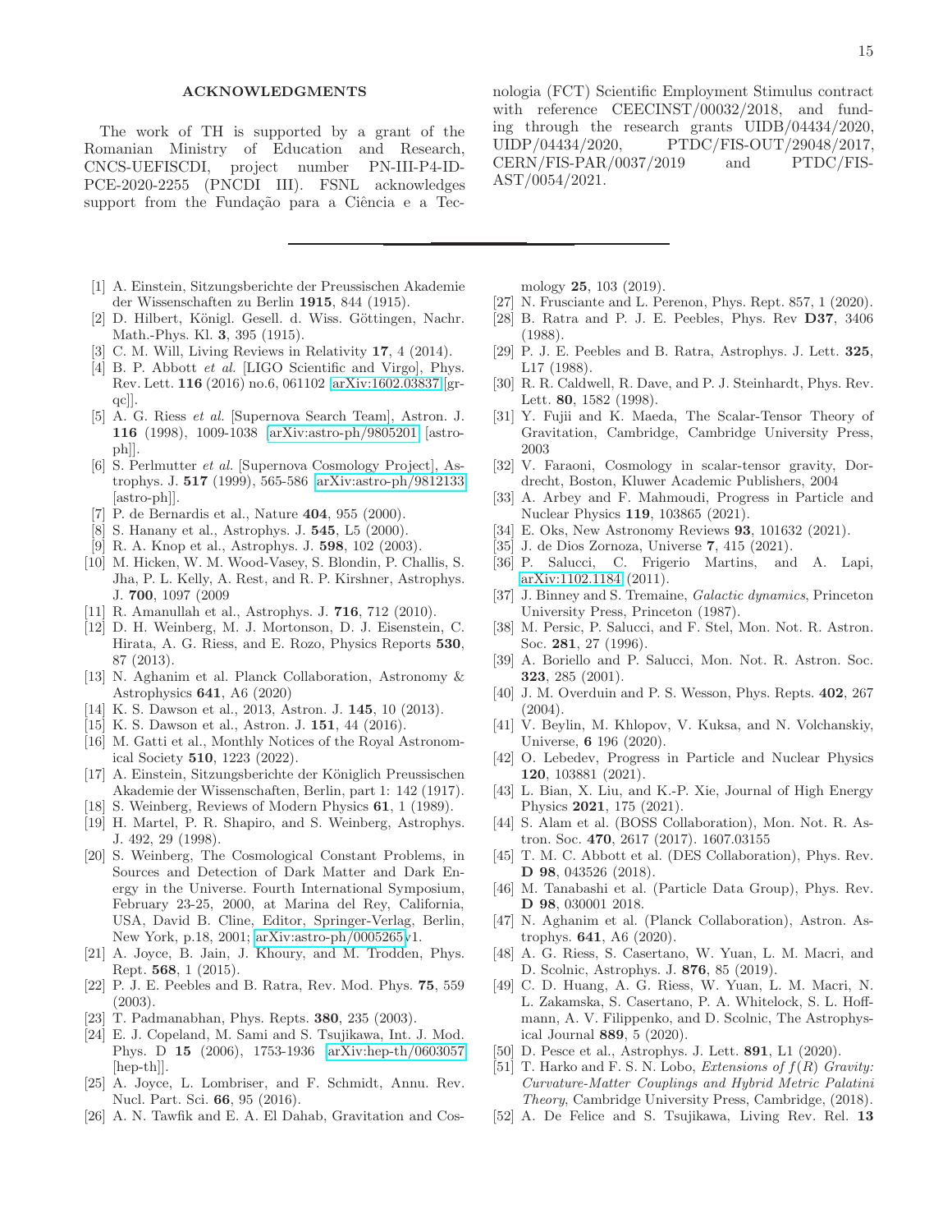## ACKNOWLEDGMENTS

The work of TH is supported by a grant of the Romanian Ministry of Education and Research, CNCS-UEFISCDI, project number PN-III-P4-ID-PCE-2020-2255 (PNCDI III). FSNL acknowledges support from the Fundação para a Ciência e a Tecnologia (FCT) Scientific Employment Stimulus contract with reference CEECINST/00032/2018, and funding through the research grants UIDB/04434/2020, UIDP/04434/2020, PTDC/FIS-OUT/29048/2017, CERN/FIS-PAR/0037/2019 and PTDC/FIS-AST/0054/2021.

---

[1] A. Einstein, Sitzungsberichte der Preussischen Akademie der Wissenschaften zu Berlin **1915**, 844 (1915).

[2] D. Hilbert, Königl. Gesell. d. Wiss. Göttingen, Nachr. Math.-Phys. Kl. **3**, 395 (1915).

[3] C. M. Will, Living Reviews in Relativity **17**, 4 (2014).

[4] B. P. Abbott *et al.* [LIGO Scientific and Virgo], Phys. Rev. Lett. **116** (2016) no.6, 061102 [arXiv:1602.03837 [gr-qc]].

[5] A. G. Riess *et al.* [Supernova Search Team], Astron. J. **116** (1998), 1009-1038 [arXiv:astro-ph/9805201 [astro-ph]].

[6] S. Perlmutter *et al.* [Supernova Cosmology Project], Astrophys. J. **517** (1999), 565-586 [arXiv:astro-ph/9812133 [astro-ph]].

[7] P. de Bernardis et al., Nature **404**, 955 (2000).

[8] S. Hanany et al., Astrophys. J. **545**, L5 (2000).

[9] R. A. Knop et al., Astrophys. J. **598**, 102 (2003).

[10] M. Hicken, W. M. Wood-Vasey, S. Blondin, P. Challis, S. Jha, P. L. Kelly, A. Rest, and R. P. Kirshner, Astrophys. J. **700**, 1097 (2009

[11] R. Amanullah et al., Astrophys. J. **716**, 712 (2010).

[12] D. H. Weinberg, M. J. Mortonson, D. J. Eisenstein, C. Hirata, A. G. Riess, and E. Rozo, Physics Reports **530**, 87 (2013).

[13] N. Aghanim et al. Planck Collaboration, Astronomy & Astrophysics **641**, A6 (2020)

[14] K. S. Dawson et al., 2013, Astron. J. **145**, 10 (2013).

[15] K. S. Dawson et al., Astron. J. **151**, 44 (2016).

[16] M. Gatti et al., Monthly Notices of the Royal Astronomical Society **510**, 1223 (2022).

[17] A. Einstein, Sitzungsberichte der Königlich Preussischen Akademie der Wissenschaften, Berlin, part 1: 142 (1917).

[18] S. Weinberg, Reviews of Modern Physics **61**, 1 (1989).

[19] H. Martel, P. R. Shapiro, and S. Weinberg, Astrophys. J. 492, 29 (1998).

[20] S. Weinberg, The Cosmological Constant Problems, in Sources and Detection of Dark Matter and Dark Energy in the Universe. Fourth International Symposium, February 23-25, 2000, at Marina del Rey, California, USA, David B. Cline, Editor, Springer-Verlag, Berlin, New York, p.18, 2001; arXiv:astro-ph/0005265v1.

[21] A. Joyce, B. Jain, J. Khoury, and M. Trodden, Phys. Rept. **568**, 1 (2015).

[22] P. J. E. Peebles and B. Ratra, Rev. Mod. Phys. **75**, 559 (2003).

[23] T. Padmanabhan, Phys. Repts. **380**, 235 (2003).

[24] E. J. Copeland, M. Sami and S. Tsujikawa, Int. J. Mod. Phys. D **15** (2006), 1753-1936 [arXiv:hep-th/0603057 [hep-th]].

[25] A. Joyce, L. Lombriser, and F. Schmidt, Annu. Rev. Nucl. Part. Sci. **66**, 95 (2016).

[26] A. N. Tawfik and E. A. El Dahab, Gravitation and Cosmology **25**, 103 (2019).

[27] N. Frusciante and L. Perenon, Phys. Rept. 857, 1 (2020).

[28] B. Ratra and P. J. E. Peebles, Phys. Rev **D37**, 3406 (1988).

[29] P. J. E. Peebles and B. Ratra, Astrophys. J. Lett. **325**, L17 (1988).

[30] R. R. Caldwell, R. Dave, and P. J. Steinhardt, Phys. Rev. Lett. **80**, 1582 (1998).

[31] Y. Fujii and K. Maeda, The Scalar-Tensor Theory of Gravitation, Cambridge, Cambridge University Press, 2003

[32] V. Faraoni, Cosmology in scalar-tensor gravity, Dordrecht, Boston, Kluwer Academic Publishers, 2004

[33] A. Arbey and F. Mahmoudi, Progress in Particle and Nuclear Physics **119**, 103865 (2021).

[34] E. Oks, New Astronomy Reviews **93**, 101632 (2021).

[35] J. de Dios Zornoza, Universe **7**, 415 (2021).

[36] P. Salucci, C. Frigerio Martins, and A. Lapi, arXiv:1102.1184 (2011).

[37] J. Binney and S. Tremaine, *Galactic dynamics*, Princeton University Press, Princeton (1987).

[38] M. Persic, P. Salucci, and F. Stel, Mon. Not. R. Astron. Soc. **281**, 27 (1996).

[39] A. Boriello and P. Salucci, Mon. Not. R. Astron. Soc. **323**, 285 (2001).

[40] J. M. Overduin and P. S. Wesson, Phys. Repts. **402**, 267 (2004).

[41] V. Beylin, M. Khlopov, V. Kuksa, and N. Volchanskiy, Universe, **6** 196 (2020).

[42] O. Lebedev, Progress in Particle and Nuclear Physics **120**, 103881 (2021).

[43] L. Bian, X. Liu, and K.-P. Xie, Journal of High Energy Physics **2021**, 175 (2021).

[44] S. Alam et al. (BOSS Collaboration), Mon. Not. R. Astron. Soc. **470**, 2617 (2017). 1607.03155

[45] T. M. C. Abbott et al. (DES Collaboration), Phys. Rev. **D 98**, 043526 (2018).

[46] M. Tanabashi et al. (Particle Data Group), Phys. Rev. **D 98**, 030001 2018.

[47] N. Aghanim et al. (Planck Collaboration), Astron. Astrophys. **641**, A6 (2020).

[48] A. G. Riess, S. Casertano, W. Yuan, L. M. Macri, and D. Scolnic, Astrophys. J. **876**, 85 (2019).

[49] C. D. Huang, A. G. Riess, W. Yuan, L. M. Macri, N. L. Zakamska, S. Casertano, P. A. Whitelock, S. L. Hoffmann, A. V. Filippenko, and D. Scolnic, The Astrophysical Journal **889**, 5 (2020).

[50] D. Pesce et al., Astrophys. J. Lett. **891**, L1 (2020).

[51] T. Harko and F. S. N. Lobo, *Extensions of $f(R)$ Gravity: Curvature-Matter Couplings and Hybrid Metric Palatini Theory*, Cambridge University Press, Cambridge, (2018).

[52] A. De Felice and S. Tsujikawa, Living Rev. Rel. **13**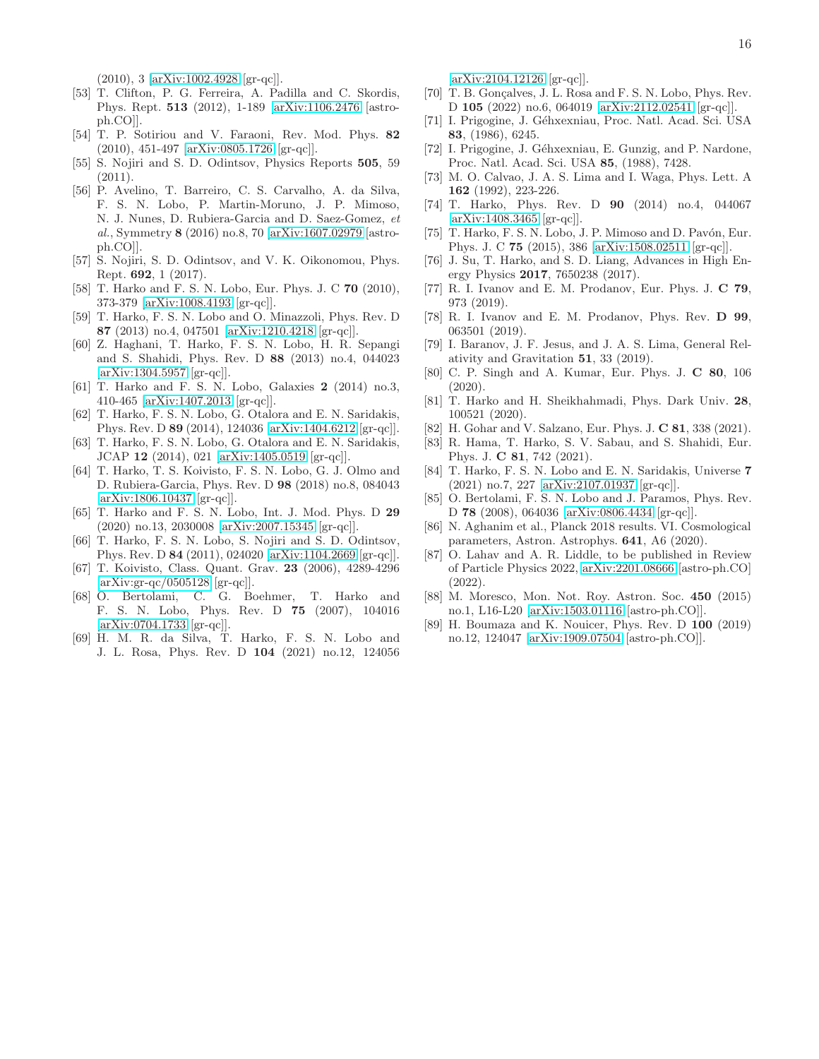(2010), 3 [arXiv:1002.4928 [gr-qc]].

[53] T. Clifton, P. G. Ferreira, A. Padilla and C. Skordis, Phys. Rept. **513** (2012), 1-189 [arXiv:1106.2476 [astro-ph.CO]].

[54] T. P. Sotiriou and V. Faraoni, Rev. Mod. Phys. **82** (2010), 451-497 [arXiv:0805.1726 [gr-qc]].

[55] S. Nojiri and S. D. Odintsov, Physics Reports **505**, 59 (2011).

[56] P. Avelino, T. Barreiro, C. S. Carvalho, A. da Silva, F. S. N. Lobo, P. Martin-Moruno, J. P. Mimoso, N. J. Nunes, D. Rubiera-Garcia and D. Saez-Gomez, *et al.*, Symmetry **8** (2016) no.8, 70 [arXiv:1607.02979 [astro-ph.CO]].

[57] S. Nojiri, S. D. Odintsov, and V. K. Oikonomou, Phys. Rept. **692**, 1 (2017).

[58] T. Harko and F. S. N. Lobo, Eur. Phys. J. C **70** (2010), 373-379 [arXiv:1008.4193 [gr-qc]].

[59] T. Harko, F. S. N. Lobo and O. Minazzoli, Phys. Rev. D **87** (2013) no.4, 047501 [arXiv:1210.4218 [gr-qc]].

[60] Z. Haghani, T. Harko, F. S. N. Lobo, H. R. Sepangi and S. Shahidi, Phys. Rev. D **88** (2013) no.4, 044023 [arXiv:1304.5957 [gr-qc]].

[61] T. Harko and F. S. N. Lobo, Galaxies **2** (2014) no.3, 410-465 [arXiv:1407.2013 [gr-qc]].

[62] T. Harko, F. S. N. Lobo, G. Otalora and E. N. Saridakis, Phys. Rev. D **89** (2014), 124036 [arXiv:1404.6212 [gr-qc]].

[63] T. Harko, F. S. N. Lobo, G. Otalora and E. N. Saridakis, JCAP **12** (2014), 021 [arXiv:1405.0519 [gr-qc]].

[64] T. Harko, T. S. Koivisto, F. S. N. Lobo, G. J. Olmo and D. Rubiera-Garcia, Phys. Rev. D **98** (2018) no.8, 084043 [arXiv:1806.10437 [gr-qc]].

[65] T. Harko and F. S. N. Lobo, Int. J. Mod. Phys. D **29** (2020) no.13, 2030008 [arXiv:2007.15345 [gr-qc]].

[66] T. Harko, F. S. N. Lobo, S. Nojiri and S. D. Odintsov, Phys. Rev. D **84** (2011), 024020 [arXiv:1104.2669 [gr-qc]].

[67] T. Koivisto, Class. Quant. Grav. **23** (2006), 4289-4296 [arXiv:gr-qc/0505128 [gr-qc]].

[68] O. Bertolami, C. G. Boehmer, T. Harko and F. S. N. Lobo, Phys. Rev. D **75** (2007), 104016 [arXiv:0704.1733 [gr-qc]].

[69] H. M. R. da Silva, T. Harko, F. S. N. Lobo and J. L. Rosa, Phys. Rev. D **104** (2021) no.12, 124056 [arXiv:2104.12126 [gr-qc]].

[70] T. B. Gonçalves, J. L. Rosa and F. S. N. Lobo, Phys. Rev. D **105** (2022) no.6, 064019 [arXiv:2112.02541 [gr-qc]].

[71] I. Prigogine, J. Géhxexniau, Proc. Natl. Acad. Sci. USA **83**, (1986), 6245.

[72] I. Prigogine, J. Géhxexniau, E. Gunzig, and P. Nardone, Proc. Natl. Acad. Sci. USA **85**, (1988), 7428.

[73] M. O. Calvao, J. A. S. Lima and I. Waga, Phys. Lett. A **162** (1992), 223-226.

[74] T. Harko, Phys. Rev. D **90** (2014) no.4, 044067 [arXiv:1408.3465 [gr-qc]].

[75] T. Harko, F. S. N. Lobo, J. P. Mimoso and D. Pavón, Eur. Phys. J. C **75** (2015), 386 [arXiv:1508.02511 [gr-qc]].

[76] J. Su, T. Harko, and S. D. Liang, Advances in High Energy Physics **2017**, 7650238 (2017).

[77] R. I. Ivanov and E. M. Prodanov, Eur. Phys. J. **C 79**, 973 (2019).

[78] R. I. Ivanov and E. M. Prodanov, Phys. Rev. **D 99**, 063501 (2019).

[79] I. Baranov, J. F. Jesus, and J. A. S. Lima, General Relativity and Gravitation **51**, 33 (2019).

[80] C. P. Singh and A. Kumar, Eur. Phys. J. **C 80**, 106 (2020).

[81] T. Harko and H. Sheikhahmadi, Phys. Dark Univ. **28**, 100521 (2020).

[82] H. Gohar and V. Salzano, Eur. Phys. J. **C 81**, 338 (2021).

[83] R. Hama, T. Harko, S. V. Sabau, and S. Shahidi, Eur. Phys. J. **C 81**, 742 (2021).

[84] T. Harko, F. S. N. Lobo and E. N. Saridakis, Universe **7** (2021) no.7, 227 [arXiv:2107.01937 [gr-qc]].

[85] O. Bertolami, F. S. N. Lobo and J. Paramos, Phys. Rev. D **78** (2008), 064036 [arXiv:0806.4434 [gr-qc]].

[86] N. Aghanim et al., Planck 2018 results. VI. Cosmological parameters, Astron. Astrophys. **641**, A6 (2020).

[87] O. Lahav and A. R. Liddle, to be published in Review of Particle Physics 2022, arXiv:2201.08666 [astro-ph.CO] (2022).

[88] M. Moresco, Mon. Not. Roy. Astron. Soc. **450** (2015) no.1, L16-L20 [arXiv:1503.01116 [astro-ph.CO]].

[89] H. Boumaza and K. Nouicer, Phys. Rev. D **100** (2019) no.12, 124047 [arXiv:1909.07504 [astro-ph.CO]].